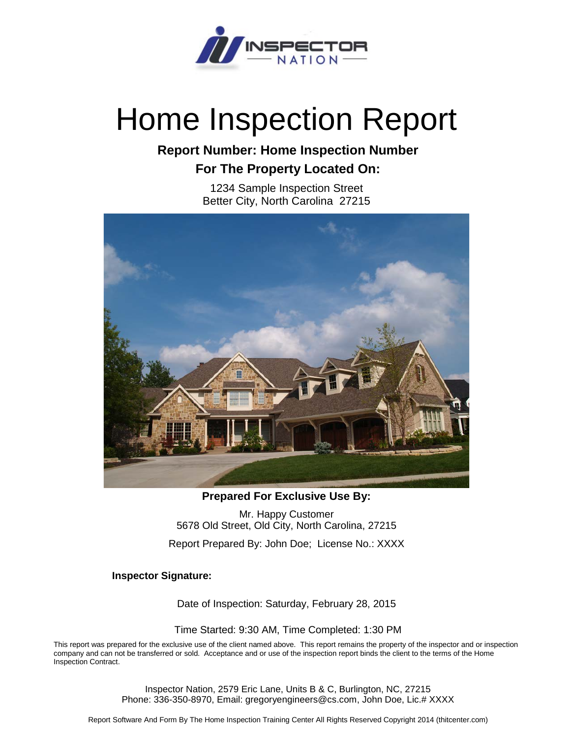# Home Inspection Report

**Report Number: Home Inspection Number**

**For The Property Located On:**

1234 Sample Inspection Street
Better City, North Carolina 27215

**Prepared For Exclusive Use By:**

Mr. Happy Customer
5678 Old Street, Old City, North Carolina, 27215

Report Prepared By: John Doe; License No.: XXXX

**Inspector Signature:**

Date of Inspection: Saturday, February 28, 2015

Time Started: 9:30 AM, Time Completed: 1:30 PM

This report was prepared for the exclusive use of the client named above. This report remains the property of the inspector and or inspection company and can not be transferred or sold. Acceptance and or use of the inspection report binds the client to the terms of the Home Inspection Contract.

Inspector Nation, 2579 Eric Lane, Units B & C, Burlington, NC, 27215
Phone: 336-350-8970, Email: gregoryengineers@cs.com, John Doe, Lic.# XXXX

Report Software And Form By The Home Inspection Training Center All Rights Reserved Copyright 2014 (thitcenter.com)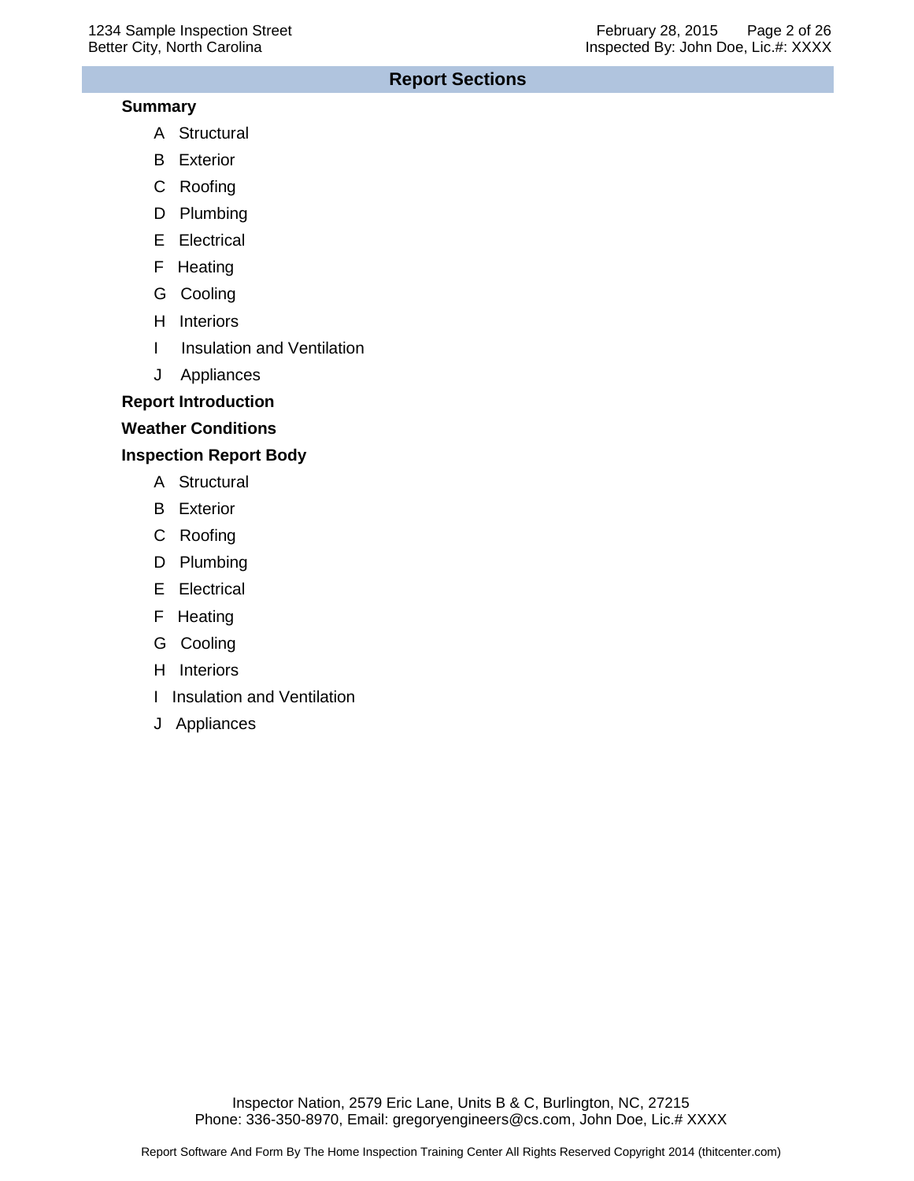## Report Sections

**Summary**

- A Structural
- B Exterior
- C Roofing
- D Plumbing
- E Electrical
- F Heating
- G Cooling
- H Interiors
- I Insulation and Ventilation
- J Appliances

**Report Introduction**

**Weather Conditions**

**Inspection Report Body**

- A Structural
- B Exterior
- C Roofing
- D Plumbing
- E Electrical
- F Heating
- G Cooling
- H Interiors
- I Insulation and Ventilation
- J Appliances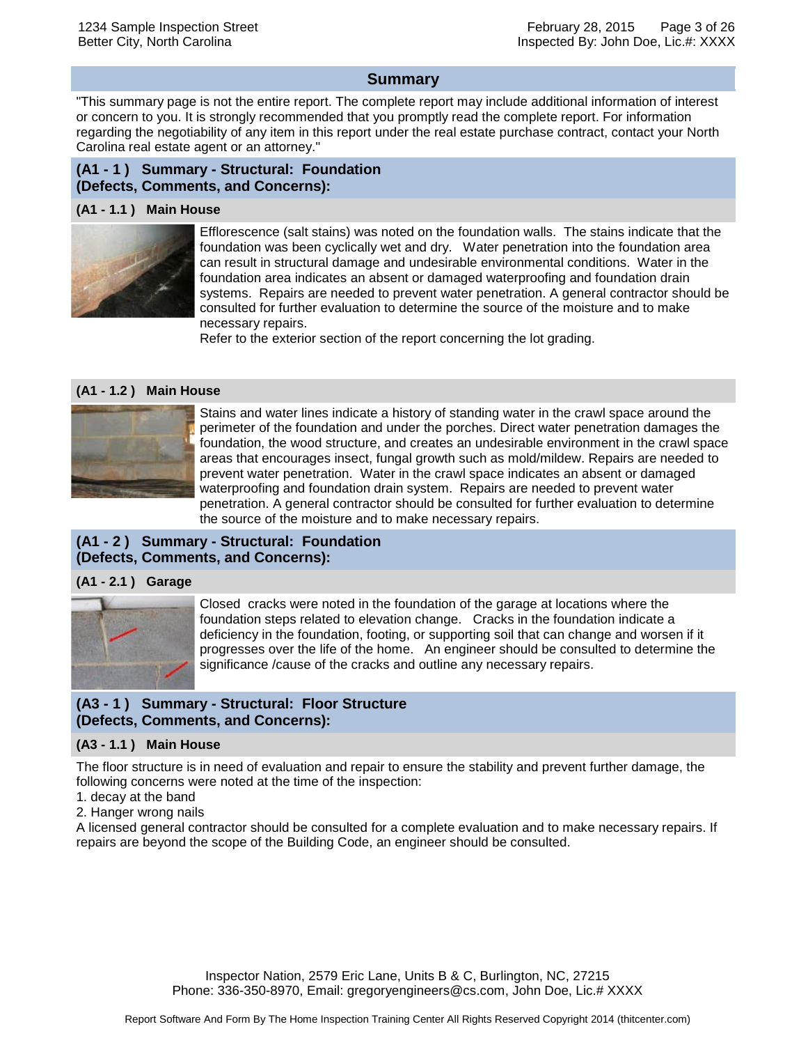## Summary

"This summary page is not the entire report. The complete report may include additional information of interest or concern to you. It is strongly recommended that you promptly read the complete report. For information regarding the negotiability of any item in this report under the real estate purchase contract, contact your North Carolina real estate agent or an attorney."

### (A1 - 1 ) Summary - Structural: Foundation (Defects, Comments, and Concerns):

#### (A1 - 1.1 ) Main House

Efflorescence (salt stains) was noted on the foundation walls. The stains indicate that the foundation was been cyclically wet and dry. Water penetration into the foundation area can result in structural damage and undesirable environmental conditions. Water in the foundation area indicates an absent or damaged waterproofing and foundation drain systems. Repairs are needed to prevent water penetration. A general contractor should be consulted for further evaluation to determine the source of the moisture and to make necessary repairs.

Refer to the exterior section of the report concerning the lot grading.

#### (A1 - 1.2 ) Main House

Stains and water lines indicate a history of standing water in the crawl space around the perimeter of the foundation and under the porches. Direct water penetration damages the foundation, the wood structure, and creates an undesirable environment in the crawl space areas that encourages insect, fungal growth such as mold/mildew. Repairs are needed to prevent water penetration. Water in the crawl space indicates an absent or damaged waterproofing and foundation drain system. Repairs are needed to prevent water penetration. A general contractor should be consulted for further evaluation to determine the source of the moisture and to make necessary repairs.

### (A1 - 2 ) Summary - Structural: Foundation (Defects, Comments, and Concerns):

#### (A1 - 2.1 ) Garage

Closed cracks were noted in the foundation of the garage at locations where the foundation steps related to elevation change. Cracks in the foundation indicate a deficiency in the foundation, footing, or supporting soil that can change and worsen if it progresses over the life of the home. An engineer should be consulted to determine the significance /cause of the cracks and outline any necessary repairs.

### (A3 - 1 ) Summary - Structural: Floor Structure (Defects, Comments, and Concerns):

#### (A3 - 1.1 ) Main House

The floor structure is in need of evaluation and repair to ensure the stability and prevent further damage, the following concerns were noted at the time of the inspection:

1. decay at the band
2. Hanger wrong nails

A licensed general contractor should be consulted for a complete evaluation and to make necessary repairs. If repairs are beyond the scope of the Building Code, an engineer should be consulted.

Inspector Nation, 2579 Eric Lane, Units B & C, Burlington, NC, 27215
Phone: 336-350-8970, Email: gregoryengineers@cs.com, John Doe, Lic.# XXXX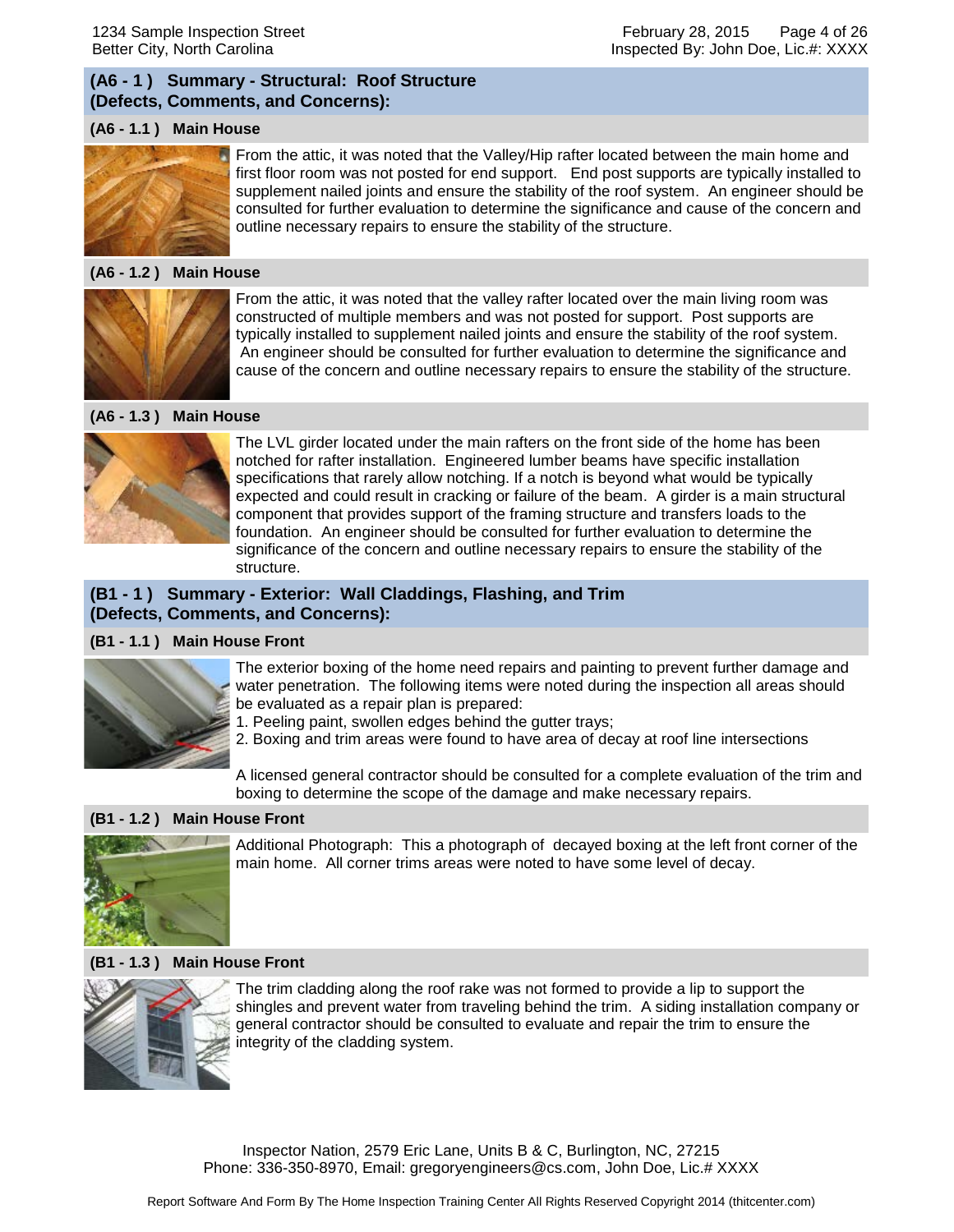## (A6 - 1 ) Summary - Structural: Roof Structure (Defects, Comments, and Concerns):

### (A6 - 1.1 ) Main House

From the attic, it was noted that the Valley/Hip rafter located between the main home and first floor room was not posted for end support. End post supports are typically installed to supplement nailed joints and ensure the stability of the roof system. An engineer should be consulted for further evaluation to determine the significance and cause of the concern and outline necessary repairs to ensure the stability of the structure.

### (A6 - 1.2 ) Main House

From the attic, it was noted that the valley rafter located over the main living room was constructed of multiple members and was not posted for support. Post supports are typically installed to supplement nailed joints and ensure the stability of the roof system. An engineer should be consulted for further evaluation to determine the significance and cause of the concern and outline necessary repairs to ensure the stability of the structure.

### (A6 - 1.3 ) Main House

The LVL girder located under the main rafters on the front side of the home has been notched for rafter installation. Engineered lumber beams have specific installation specifications that rarely allow notching. If a notch is beyond what would be typically expected and could result in cracking or failure of the beam. A girder is a main structural component that provides support of the framing structure and transfers loads to the foundation. An engineer should be consulted for further evaluation to determine the significance of the concern and outline necessary repairs to ensure the stability of the structure.

## (B1 - 1 ) Summary - Exterior: Wall Claddings, Flashing, and Trim (Defects, Comments, and Concerns):

### (B1 - 1.1 ) Main House Front

The exterior boxing of the home need repairs and painting to prevent further damage and water penetration. The following items were noted during the inspection all areas should be evaluated as a repair plan is prepared:

1. Peeling paint, swollen edges behind the gutter trays;
2. Boxing and trim areas were found to have area of decay at roof line intersections

A licensed general contractor should be consulted for a complete evaluation of the trim and boxing to determine the scope of the damage and make necessary repairs.

### (B1 - 1.2 ) Main House Front

Additional Photograph: This a photograph of decayed boxing at the left front corner of the main home. All corner trims areas were noted to have some level of decay.

### (B1 - 1.3 ) Main House Front

The trim cladding along the roof rake was not formed to provide a lip to support the shingles and prevent water from traveling behind the trim. A siding installation company or general contractor should be consulted to evaluate and repair the trim to ensure the integrity of the cladding system.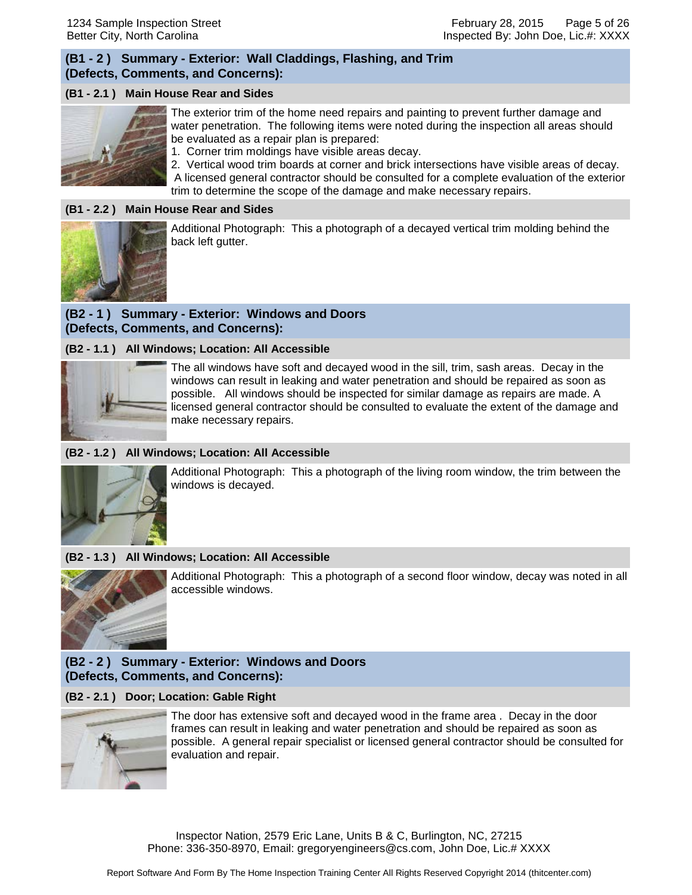## (B1 - 2 ) Summary - Exterior: Wall Claddings, Flashing, and Trim (Defects, Comments, and Concerns):

### (B1 - 2.1 ) Main House Rear and Sides

The exterior trim of the home need repairs and painting to prevent further damage and water penetration. The following items were noted during the inspection all areas should be evaluated as a repair plan is prepared:

1. Corner trim moldings have visible areas decay.
2. Vertical wood trim boards at corner and brick intersections have visible areas of decay.

A licensed general contractor should be consulted for a complete evaluation of the exterior trim to determine the scope of the damage and make necessary repairs.

### (B1 - 2.2 ) Main House Rear and Sides

Additional Photograph: This a photograph of a decayed vertical trim molding behind the back left gutter.

## (B2 - 1 ) Summary - Exterior: Windows and Doors (Defects, Comments, and Concerns):

### (B2 - 1.1 ) All Windows; Location: All Accessible

The all windows have soft and decayed wood in the sill, trim, sash areas. Decay in the windows can result in leaking and water penetration and should be repaired as soon as possible. All windows should be inspected for similar damage as repairs are made. A licensed general contractor should be consulted to evaluate the extent of the damage and make necessary repairs.

### (B2 - 1.2 ) All Windows; Location: All Accessible

Additional Photograph: This a photograph of the living room window, the trim between the windows is decayed.

### (B2 - 1.3 ) All Windows; Location: All Accessible

Additional Photograph: This a photograph of a second floor window, decay was noted in all accessible windows.

## (B2 - 2 ) Summary - Exterior: Windows and Doors (Defects, Comments, and Concerns):

### (B2 - 2.1 ) Door; Location: Gable Right

The door has extensive soft and decayed wood in the frame area . Decay in the door frames can result in leaking and water penetration and should be repaired as soon as possible. A general repair specialist or licensed general contractor should be consulted for evaluation and repair.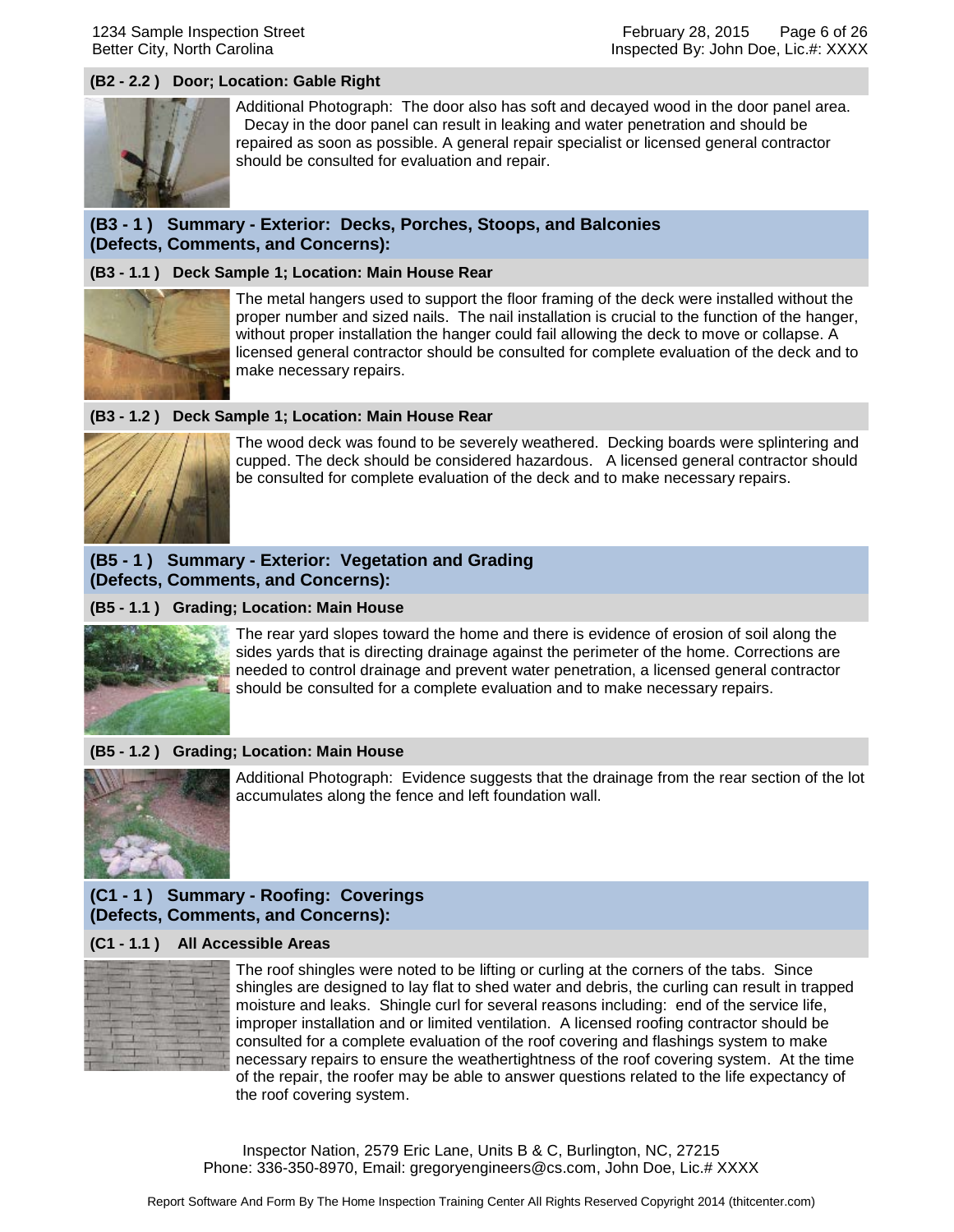### (B2 - 2.2 ) Door; Location: Gable Right

Additional Photograph: The door also has soft and decayed wood in the door panel area. Decay in the door panel can result in leaking and water penetration and should be repaired as soon as possible. A general repair specialist or licensed general contractor should be consulted for evaluation and repair.

## (B3 - 1 ) Summary - Exterior: Decks, Porches, Stoops, and Balconies (Defects, Comments, and Concerns):

### (B3 - 1.1 ) Deck Sample 1; Location: Main House Rear

The metal hangers used to support the floor framing of the deck were installed without the proper number and sized nails. The nail installation is crucial to the function of the hanger, without proper installation the hanger could fail allowing the deck to move or collapse. A licensed general contractor should be consulted for complete evaluation of the deck and to make necessary repairs.

### (B3 - 1.2 ) Deck Sample 1; Location: Main House Rear

The wood deck was found to be severely weathered. Decking boards were splintering and cupped. The deck should be considered hazardous. A licensed general contractor should be consulted for complete evaluation of the deck and to make necessary repairs.

## (B5 - 1 ) Summary - Exterior: Vegetation and Grading (Defects, Comments, and Concerns):

### (B5 - 1.1 ) Grading; Location: Main House

The rear yard slopes toward the home and there is evidence of erosion of soil along the sides yards that is directing drainage against the perimeter of the home. Corrections are needed to control drainage and prevent water penetration, a licensed general contractor should be consulted for a complete evaluation and to make necessary repairs.

### (B5 - 1.2 ) Grading; Location: Main House

Additional Photograph: Evidence suggests that the drainage from the rear section of the lot accumulates along the fence and left foundation wall.

## (C1 - 1 ) Summary - Roofing: Coverings (Defects, Comments, and Concerns):

### (C1 - 1.1 ) All Accessible Areas

The roof shingles were noted to be lifting or curling at the corners of the tabs. Since shingles are designed to lay flat to shed water and debris, the curling can result in trapped moisture and leaks. Shingle curl for several reasons including: end of the service life, improper installation and or limited ventilation. A licensed roofing contractor should be consulted for a complete evaluation of the roof covering and flashings system to make necessary repairs to ensure the weathertightness of the roof covering system. At the time of the repair, the roofer may be able to answer questions related to the life expectancy of the roof covering system.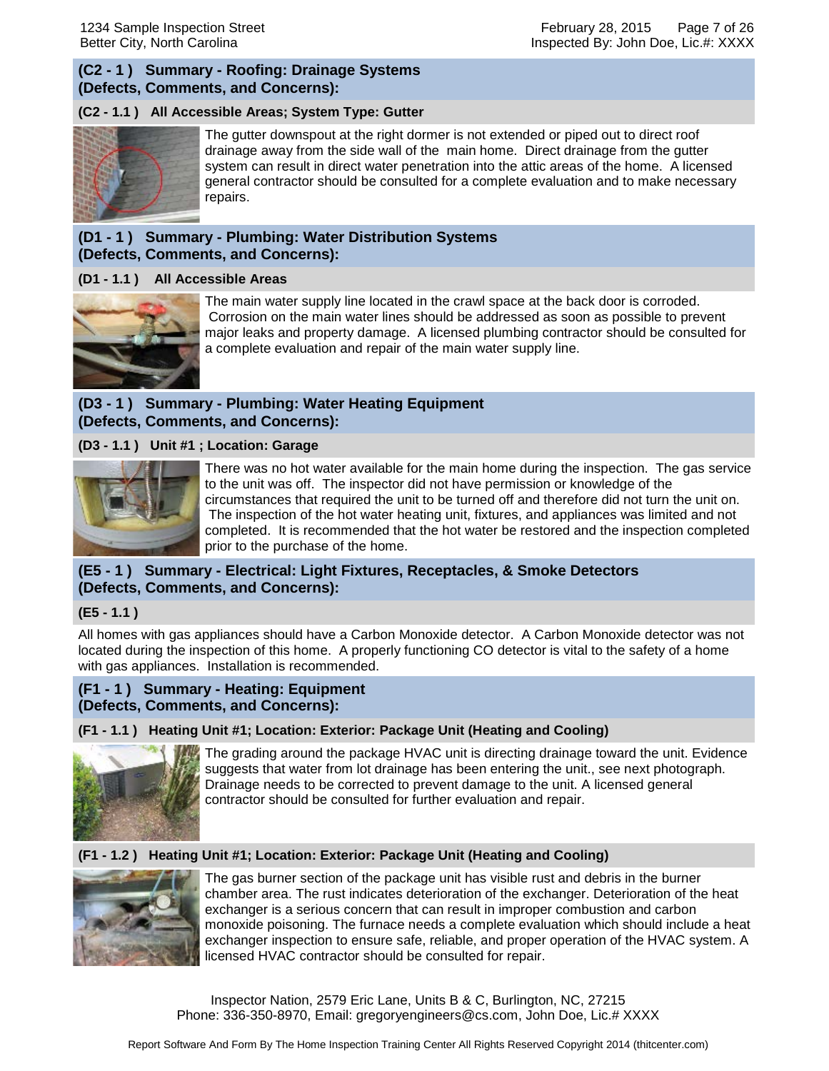## (C2 - 1 ) Summary - Roofing: Drainage Systems (Defects, Comments, and Concerns):

### (C2 - 1.1 ) All Accessible Areas; System Type: Gutter

The gutter downspout at the right dormer is not extended or piped out to direct roof drainage away from the side wall of the main home. Direct drainage from the gutter system can result in direct water penetration into the attic areas of the home. A licensed general contractor should be consulted for a complete evaluation and to make necessary repairs.

## (D1 - 1 ) Summary - Plumbing: Water Distribution Systems (Defects, Comments, and Concerns):

### (D1 - 1.1 ) All Accessible Areas

The main water supply line located in the crawl space at the back door is corroded. Corrosion on the main water lines should be addressed as soon as possible to prevent major leaks and property damage. A licensed plumbing contractor should be consulted for a complete evaluation and repair of the main water supply line.

## (D3 - 1 ) Summary - Plumbing: Water Heating Equipment (Defects, Comments, and Concerns):

### (D3 - 1.1 ) Unit #1 ; Location: Garage

There was no hot water available for the main home during the inspection. The gas service to the unit was off. The inspector did not have permission or knowledge of the circumstances that required the unit to be turned off and therefore did not turn the unit on. The inspection of the hot water heating unit, fixtures, and appliances was limited and not completed. It is recommended that the hot water be restored and the inspection completed prior to the purchase of the home.

## (E5 - 1 ) Summary - Electrical: Light Fixtures, Receptacles, & Smoke Detectors (Defects, Comments, and Concerns):

### (E5 - 1.1 )

All homes with gas appliances should have a Carbon Monoxide detector. A Carbon Monoxide detector was not located during the inspection of this home. A properly functioning CO detector is vital to the safety of a home with gas appliances. Installation is recommended.

## (F1 - 1 ) Summary - Heating: Equipment (Defects, Comments, and Concerns):

### (F1 - 1.1 ) Heating Unit #1; Location: Exterior: Package Unit (Heating and Cooling)

The grading around the package HVAC unit is directing drainage toward the unit. Evidence suggests that water from lot drainage has been entering the unit., see next photograph. Drainage needs to be corrected to prevent damage to the unit. A licensed general contractor should be consulted for further evaluation and repair.

### (F1 - 1.2 ) Heating Unit #1; Location: Exterior: Package Unit (Heating and Cooling)

The gas burner section of the package unit has visible rust and debris in the burner chamber area. The rust indicates deterioration of the exchanger. Deterioration of the heat exchanger is a serious concern that can result in improper combustion and carbon monoxide poisoning. The furnace needs a complete evaluation which should include a heat exchanger inspection to ensure safe, reliable, and proper operation of the HVAC system. A licensed HVAC contractor should be consulted for repair.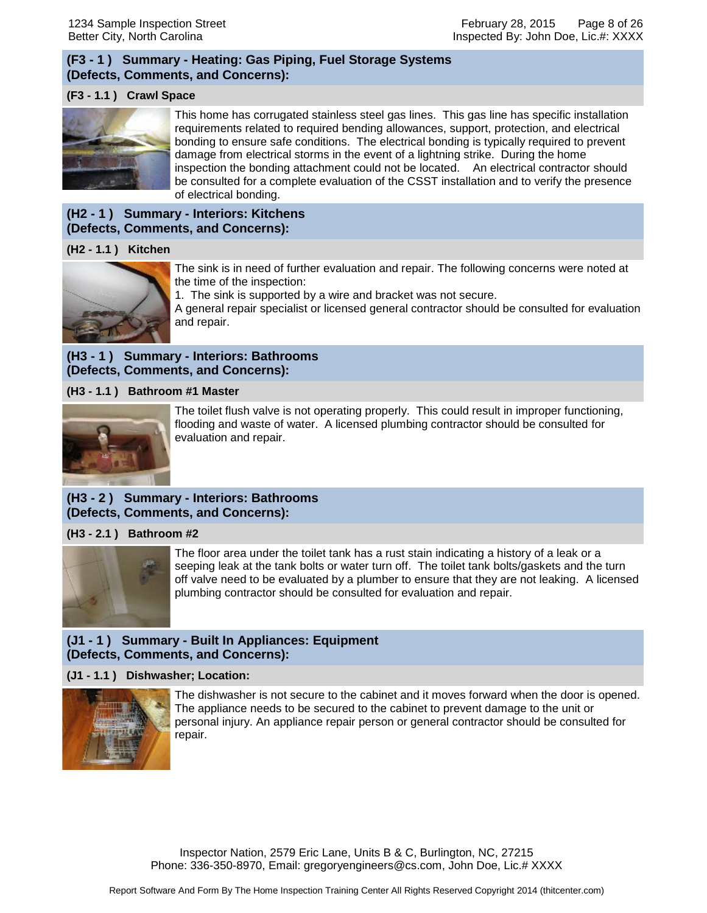## (F3 - 1 ) Summary - Heating: Gas Piping, Fuel Storage Systems (Defects, Comments, and Concerns):

### (F3 - 1.1 ) Crawl Space

This home has corrugated stainless steel gas lines. This gas line has specific installation requirements related to required bending allowances, support, protection, and electrical bonding to ensure safe conditions. The electrical bonding is typically required to prevent damage from electrical storms in the event of a lightning strike. During the home inspection the bonding attachment could not be located. An electrical contractor should be consulted for a complete evaluation of the CSST installation and to verify the presence of electrical bonding.

## (H2 - 1 ) Summary - Interiors: Kitchens (Defects, Comments, and Concerns):

### (H2 - 1.1 ) Kitchen

The sink is in need of further evaluation and repair. The following concerns were noted at the time of the inspection:

1. The sink is supported by a wire and bracket was not secure.

A general repair specialist or licensed general contractor should be consulted for evaluation and repair.

## (H3 - 1 ) Summary - Interiors: Bathrooms (Defects, Comments, and Concerns):

### (H3 - 1.1 ) Bathroom #1 Master

The toilet flush valve is not operating properly. This could result in improper functioning, flooding and waste of water. A licensed plumbing contractor should be consulted for evaluation and repair.

## (H3 - 2 ) Summary - Interiors: Bathrooms (Defects, Comments, and Concerns):

### (H3 - 2.1 ) Bathroom #2

The floor area under the toilet tank has a rust stain indicating a history of a leak or a seeping leak at the tank bolts or water turn off. The toilet tank bolts/gaskets and the turn off valve need to be evaluated by a plumber to ensure that they are not leaking. A licensed plumbing contractor should be consulted for evaluation and repair.

## (J1 - 1 ) Summary - Built In Appliances: Equipment (Defects, Comments, and Concerns):

### (J1 - 1.1 ) Dishwasher; Location:

The dishwasher is not secure to the cabinet and it moves forward when the door is opened. The appliance needs to be secured to the cabinet to prevent damage to the unit or personal injury. An appliance repair person or general contractor should be consulted for repair.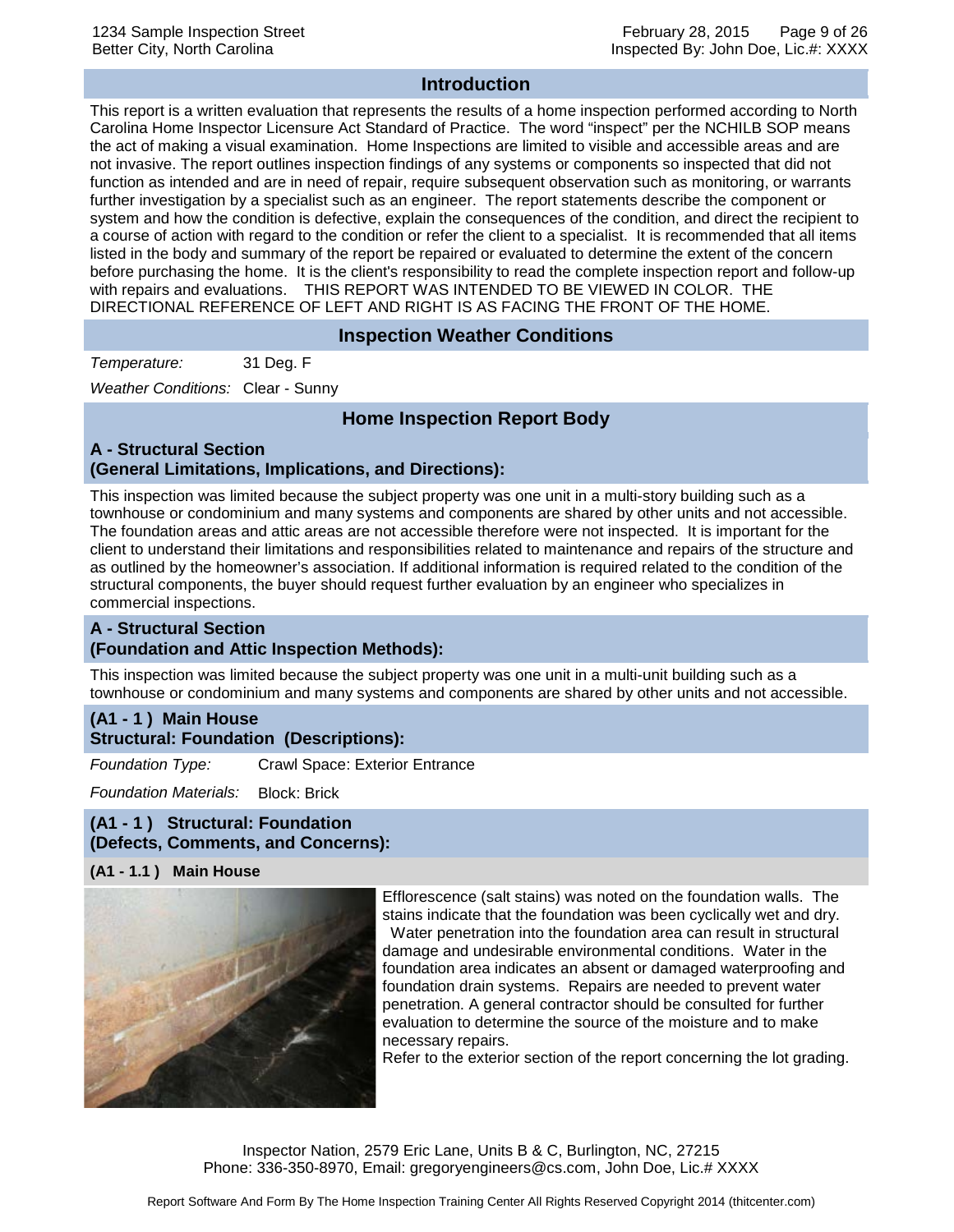## Introduction

This report is a written evaluation that represents the results of a home inspection performed according to North Carolina Home Inspector Licensure Act Standard of Practice. The word "inspect" per the NCHILB SOP means the act of making a visual examination. Home Inspections are limited to visible and accessible areas and are not invasive. The report outlines inspection findings of any systems or components so inspected that did not function as intended and are in need of repair, require subsequent observation such as monitoring, or warrants further investigation by a specialist such as an engineer. The report statements describe the component or system and how the condition is defective, explain the consequences of the condition, and direct the recipient to a course of action with regard to the condition or refer the client to a specialist. It is recommended that all items listed in the body and summary of the report be repaired or evaluated to determine the extent of the concern before purchasing the home. It is the client's responsibility to read the complete inspection report and follow-up with repairs and evaluations. THIS REPORT WAS INTENDED TO BE VIEWED IN COLOR. THE DIRECTIONAL REFERENCE OF LEFT AND RIGHT IS AS FACING THE FRONT OF THE HOME.

## Inspection Weather Conditions

*Temperature:* 31 Deg. F

*Weather Conditions:* Clear - Sunny

## Home Inspection Report Body

### A - Structural Section (General Limitations, Implications, and Directions):

This inspection was limited because the subject property was one unit in a multi-story building such as a townhouse or condominium and many systems and components are shared by other units and not accessible. The foundation areas and attic areas are not accessible therefore were not inspected. It is important for the client to understand their limitations and responsibilities related to maintenance and repairs of the structure and as outlined by the homeowner's association. If additional information is required related to the condition of the structural components, the buyer should request further evaluation by an engineer who specializes in commercial inspections.

### A - Structural Section (Foundation and Attic Inspection Methods):

This inspection was limited because the subject property was one unit in a multi-unit building such as a townhouse or condominium and many systems and components are shared by other units and not accessible.

### (A1 - 1 ) Main House Structural: Foundation (Descriptions):

*Foundation Type:* Crawl Space: Exterior Entrance

*Foundation Materials:* Block: Brick

### (A1 - 1 ) Structural: Foundation (Defects, Comments, and Concerns):

**(A1 - 1.1 ) Main House**

Efflorescence (salt stains) was noted on the foundation walls. The stains indicate that the foundation was been cyclically wet and dry. Water penetration into the foundation area can result in structural damage and undesirable environmental conditions. Water in the foundation area indicates an absent or damaged waterproofing and foundation drain systems. Repairs are needed to prevent water penetration. A general contractor should be consulted for further evaluation to determine the source of the moisture and to make necessary repairs.

Refer to the exterior section of the report concerning the lot grading.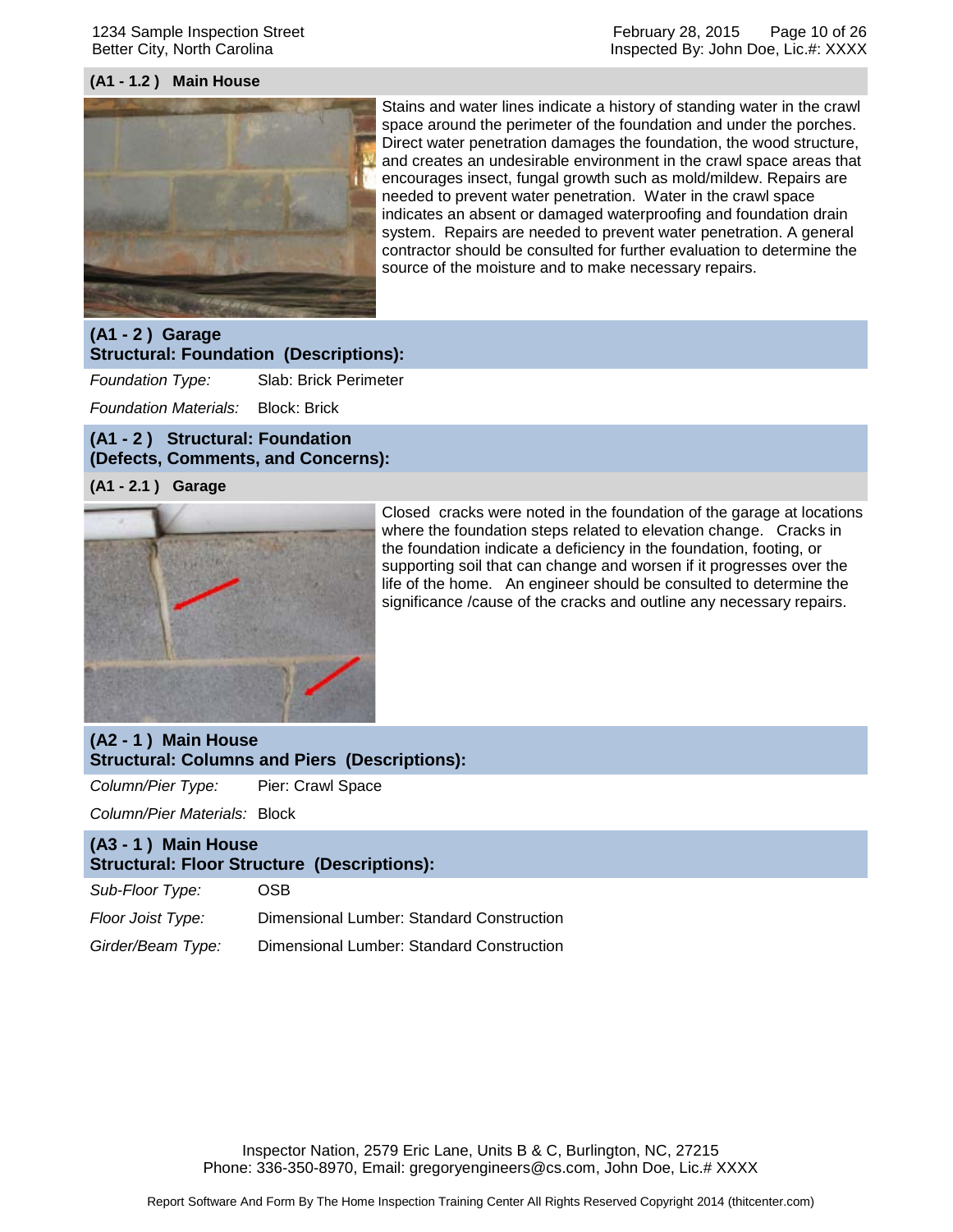### (A1 - 1.2 ) Main House

Stains and water lines indicate a history of standing water in the crawl space around the perimeter of the foundation and under the porches. Direct water penetration damages the foundation, the wood structure, and creates an undesirable environment in the crawl space areas that encourages insect, fungal growth such as mold/mildew. Repairs are needed to prevent water penetration. Water in the crawl space indicates an absent or damaged waterproofing and foundation drain system. Repairs are needed to prevent water penetration. A general contractor should be consulted for further evaluation to determine the source of the moisture and to make necessary repairs.

## (A1 - 2 ) Garage
## Structural: Foundation (Descriptions):

| | |
|---|---|
| *Foundation Type:* | Slab: Brick Perimeter |
| *Foundation Materials:* | Block: Brick |

## (A1 - 2 ) Structural: Foundation (Defects, Comments, and Concerns):

### (A1 - 2.1 ) Garage

Closed cracks were noted in the foundation of the garage at locations where the foundation steps related to elevation change. Cracks in the foundation indicate a deficiency in the foundation, footing, or supporting soil that can change and worsen if it progresses over the life of the home. An engineer should be consulted to determine the significance /cause of the cracks and outline any necessary repairs.

## (A2 - 1 ) Main House
## Structural: Columns and Piers (Descriptions):

| | |
|---|---|
| *Column/Pier Type:* | Pier: Crawl Space |
| *Column/Pier Materials:* | Block |

## (A3 - 1 ) Main House
## Structural: Floor Structure (Descriptions):

| | |
|---|---|
| *Sub-Floor Type:* | OSB |
| *Floor Joist Type:* | Dimensional Lumber: Standard Construction |
| *Girder/Beam Type:* | Dimensional Lumber: Standard Construction |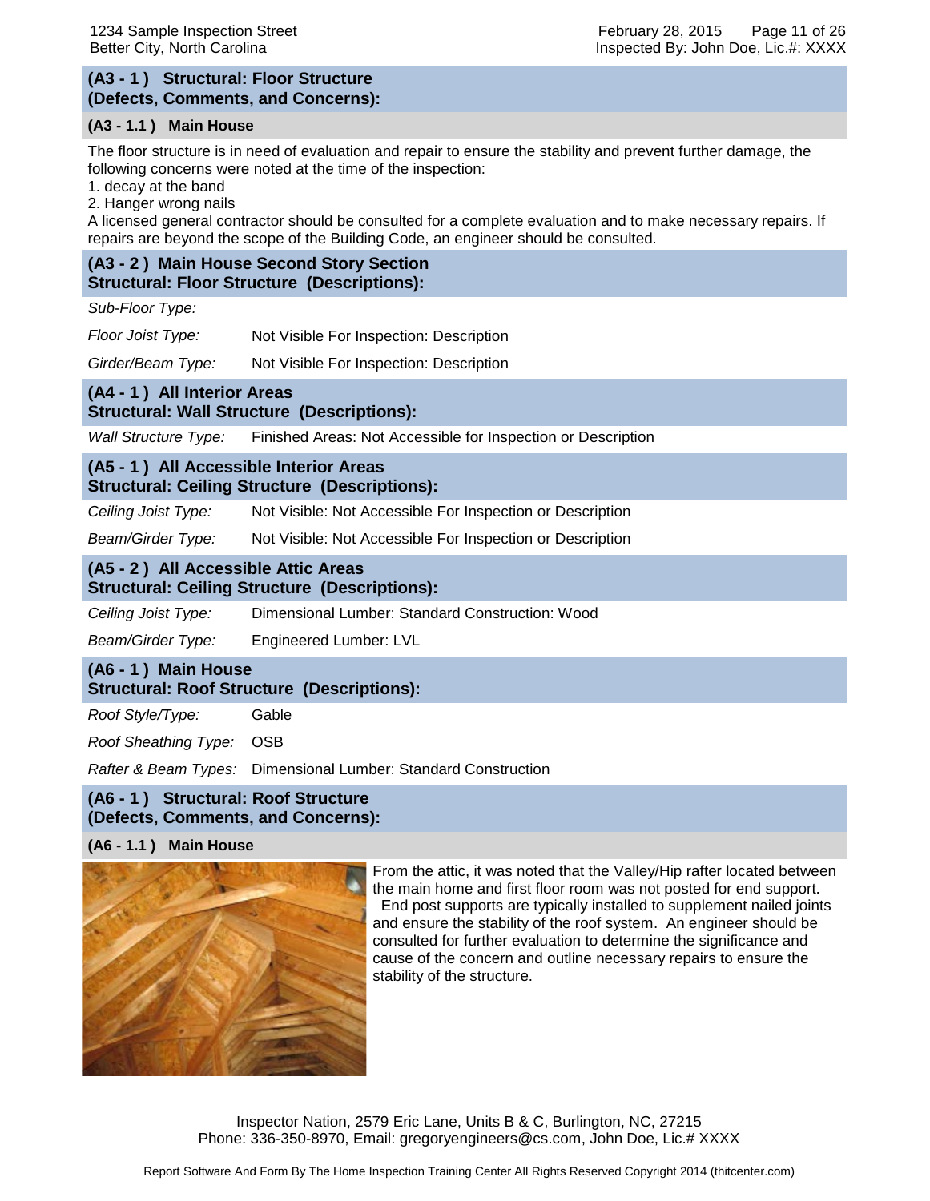## (A3 - 1 ) Structural: Floor Structure (Defects, Comments, and Concerns):

### (A3 - 1.1 ) Main House

The floor structure is in need of evaluation and repair to ensure the stability and prevent further damage, the following concerns were noted at the time of the inspection:

1. decay at the band
2. Hanger wrong nails

A licensed general contractor should be consulted for a complete evaluation and to make necessary repairs. If repairs are beyond the scope of the Building Code, an engineer should be consulted.

## (A3 - 2 ) Main House Second Story Section Structural: Floor Structure (Descriptions):

*Sub-Floor Type:*

*Floor Joist Type:* Not Visible For Inspection: Description

*Girder/Beam Type:* Not Visible For Inspection: Description

## (A4 - 1 ) All Interior Areas Structural: Wall Structure (Descriptions):

*Wall Structure Type:* Finished Areas: Not Accessible for Inspection or Description

## (A5 - 1 ) All Accessible Interior Areas Structural: Ceiling Structure (Descriptions):

*Ceiling Joist Type:* Not Visible: Not Accessible For Inspection or Description

*Beam/Girder Type:* Not Visible: Not Accessible For Inspection or Description

## (A5 - 2 ) All Accessible Attic Areas Structural: Ceiling Structure (Descriptions):

*Ceiling Joist Type:* Dimensional Lumber: Standard Construction: Wood

*Beam/Girder Type:* Engineered Lumber: LVL

## (A6 - 1 ) Main House Structural: Roof Structure (Descriptions):

*Roof Style/Type:* Gable

*Roof Sheathing Type:* OSB

*Rafter & Beam Types:* Dimensional Lumber: Standard Construction

## (A6 - 1 ) Structural: Roof Structure (Defects, Comments, and Concerns):

### (A6 - 1.1 ) Main House

From the attic, it was noted that the Valley/Hip rafter located between the main home and first floor room was not posted for end support. End post supports are typically installed to supplement nailed joints and ensure the stability of the roof system. An engineer should be consulted for further evaluation to determine the significance and cause of the concern and outline necessary repairs to ensure the stability of the structure.

Inspector Nation, 2579 Eric Lane, Units B & C, Burlington, NC, 27215
Phone: 336-350-8970, Email: gregoryengineers@cs.com, John Doe, Lic.# XXXX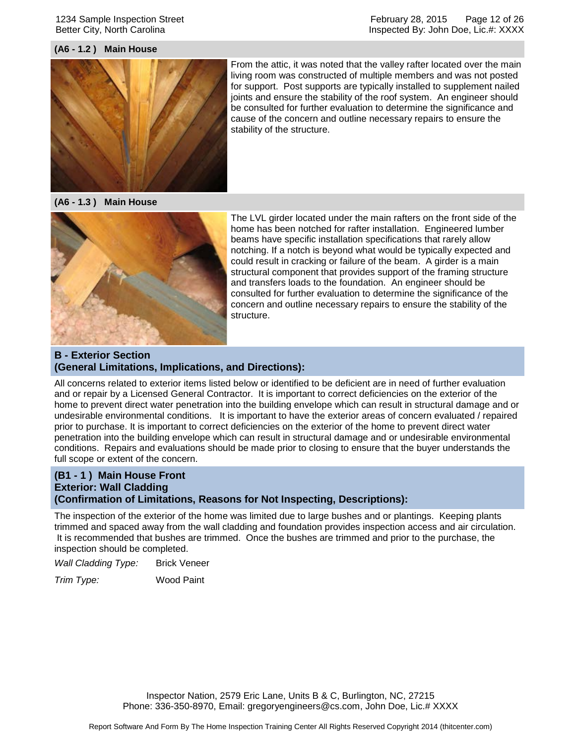**(A6 - 1.2 ) Main House**

From the attic, it was noted that the valley rafter located over the main living room was constructed of multiple members and was not posted for support. Post supports are typically installed to supplement nailed joints and ensure the stability of the roof system. An engineer should be consulted for further evaluation to determine the significance and cause of the concern and outline necessary repairs to ensure the stability of the structure.

**(A6 - 1.3 ) Main House**

The LVL girder located under the main rafters on the front side of the home has been notched for rafter installation. Engineered lumber beams have specific installation specifications that rarely allow notching. If a notch is beyond what would be typically expected and could result in cracking or failure of the beam. A girder is a main structural component that provides support of the framing structure and transfers loads to the foundation. An engineer should be consulted for further evaluation to determine the significance of the concern and outline necessary repairs to ensure the stability of the structure.

## B - Exterior Section (General Limitations, Implications, and Directions):

All concerns related to exterior items listed below or identified to be deficient are in need of further evaluation and or repair by a Licensed General Contractor. It is important to correct deficiencies on the exterior of the home to prevent direct water penetration into the building envelope which can result in structural damage and or undesirable environmental conditions. It is important to have the exterior areas of concern evaluated / repaired prior to purchase. It is important to correct deficiencies on the exterior of the home to prevent direct water penetration into the building envelope which can result in structural damage and or undesirable environmental conditions. Repairs and evaluations should be made prior to closing to ensure that the buyer understands the full scope or extent of the concern.

### (B1 - 1 ) Main House Front Exterior: Wall Cladding (Confirmation of Limitations, Reasons for Not Inspecting, Descriptions):

The inspection of the exterior of the home was limited due to large bushes and or plantings. Keeping plants trimmed and spaced away from the wall cladding and foundation provides inspection access and air circulation. It is recommended that bushes are trimmed. Once the bushes are trimmed and prior to the purchase, the inspection should be completed.

*Wall Cladding Type:* Brick Veneer

*Trim Type:* Wood Paint

Inspector Nation, 2579 Eric Lane, Units B & C, Burlington, NC, 27215
Phone: 336-350-8970, Email: gregoryengineers@cs.com, John Doe, Lic.# XXXX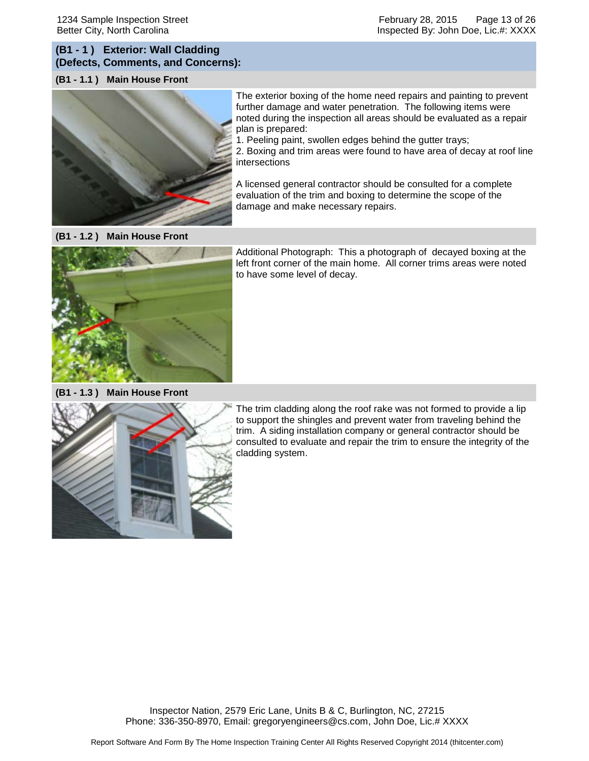## (B1 - 1 ) Exterior: Wall Cladding (Defects, Comments, and Concerns):

### (B1 - 1.1 ) Main House Front

The exterior boxing of the home need repairs and painting to prevent further damage and water penetration. The following items were noted during the inspection all areas should be evaluated as a repair plan is prepared:

1. Peeling paint, swollen edges behind the gutter trays;
2. Boxing and trim areas were found to have area of decay at roof line intersections

A licensed general contractor should be consulted for a complete evaluation of the trim and boxing to determine the scope of the damage and make necessary repairs.

### (B1 - 1.2 ) Main House Front

Additional Photograph: This a photograph of decayed boxing at the left front corner of the main home. All corner trims areas were noted to have some level of decay.

### (B1 - 1.3 ) Main House Front

The trim cladding along the roof rake was not formed to provide a lip to support the shingles and prevent water from traveling behind the trim. A siding installation company or general contractor should be consulted to evaluate and repair the trim to ensure the integrity of the cladding system.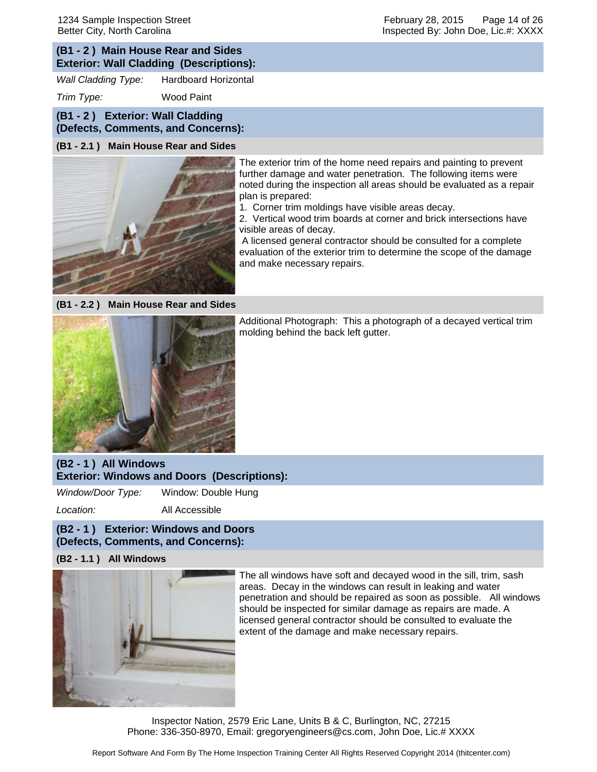## (B1 - 2 ) Main House Rear and Sides
## Exterior: Wall Cladding (Descriptions):

*Wall Cladding Type:* Hardboard Horizontal

*Trim Type:* Wood Paint

## (B1 - 2 ) Exterior: Wall Cladding
## (Defects, Comments, and Concerns):

### (B1 - 2.1 ) Main House Rear and Sides

The exterior trim of the home need repairs and painting to prevent further damage and water penetration. The following items were noted during the inspection all areas should be evaluated as a repair plan is prepared:

1. Corner trim moldings have visible areas decay.
2. Vertical wood trim boards at corner and brick intersections have visible areas of decay.

A licensed general contractor should be consulted for a complete evaluation of the exterior trim to determine the scope of the damage and make necessary repairs.

### (B1 - 2.2 ) Main House Rear and Sides

Additional Photograph: This a photograph of a decayed vertical trim molding behind the back left gutter.

## (B2 - 1 ) All Windows
## Exterior: Windows and Doors (Descriptions):

*Window/Door Type:* Window: Double Hung

*Location:* All Accessible

## (B2 - 1 ) Exterior: Windows and Doors
## (Defects, Comments, and Concerns):

### (B2 - 1.1 ) All Windows

The all windows have soft and decayed wood in the sill, trim, sash areas. Decay in the windows can result in leaking and water penetration and should be repaired as soon as possible. All windows should be inspected for similar damage as repairs are made. A licensed general contractor should be consulted to evaluate the extent of the damage and make necessary repairs.

Inspector Nation, 2579 Eric Lane, Units B & C, Burlington, NC, 27215
Phone: 336-350-8970, Email: gregoryengineers@cs.com, John Doe, Lic.# XXXX

Report Software And Form By The Home Inspection Training Center All Rights Reserved Copyright 2014 (thitcenter.com)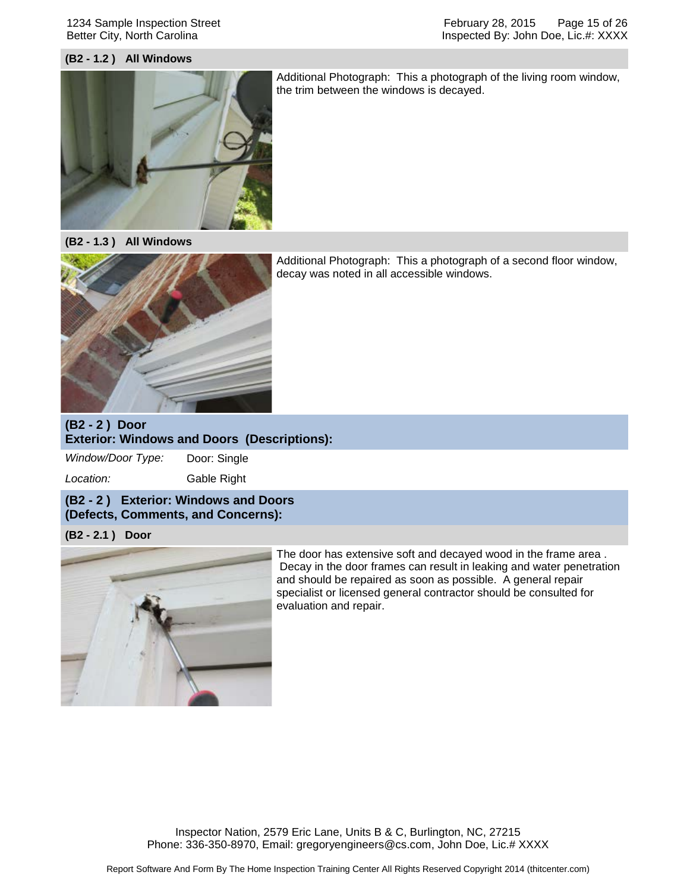### (B2 - 1.2 ) All Windows

Additional Photograph: This a photograph of the living room window, the trim between the windows is decayed.

### (B2 - 1.3 ) All Windows

Additional Photograph: This a photograph of a second floor window, decay was noted in all accessible windows.

## (B2 - 2 ) Door
## Exterior: Windows and Doors (Descriptions):

*Window/Door Type:* Door: Single

*Location:* Gable Right

## (B2 - 2 ) Exterior: Windows and Doors (Defects, Comments, and Concerns):

### (B2 - 2.1 ) Door

The door has extensive soft and decayed wood in the frame area . Decay in the door frames can result in leaking and water penetration and should be repaired as soon as possible. A general repair specialist or licensed general contractor should be consulted for evaluation and repair.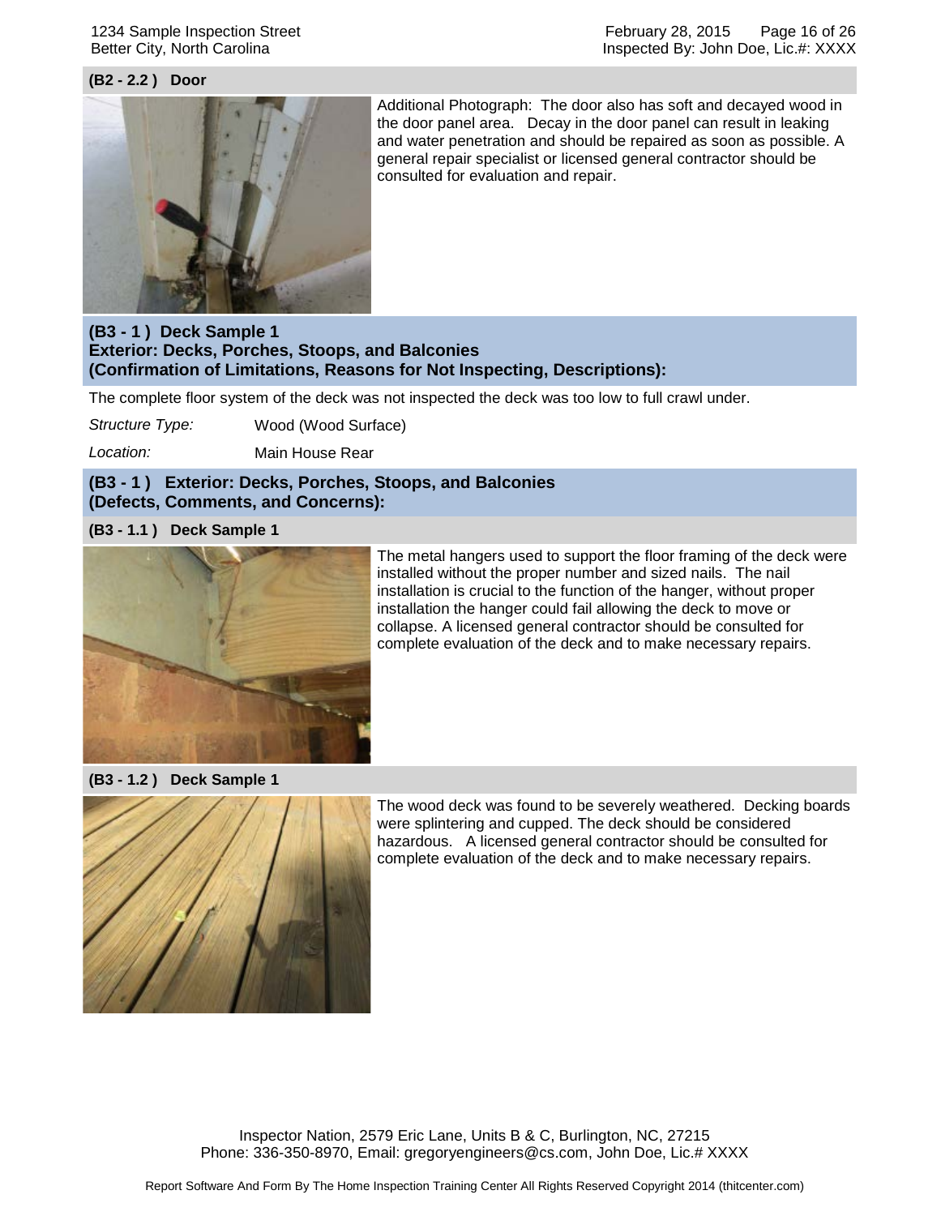### (B2 - 2.2 ) Door

Additional Photograph: The door also has soft and decayed wood in the door panel area. Decay in the door panel can result in leaking and water penetration and should be repaired as soon as possible. A general repair specialist or licensed general contractor should be consulted for evaluation and repair.

## (B3 - 1 ) Deck Sample 1
## Exterior: Decks, Porches, Stoops, and Balconies
## (Confirmation of Limitations, Reasons for Not Inspecting, Descriptions):

The complete floor system of the deck was not inspected the deck was too low to full crawl under.

*Structure Type:* Wood (Wood Surface)

*Location:* Main House Rear

## (B3 - 1 ) Exterior: Decks, Porches, Stoops, and Balconies
## (Defects, Comments, and Concerns):

### (B3 - 1.1 ) Deck Sample 1

The metal hangers used to support the floor framing of the deck were installed without the proper number and sized nails. The nail installation is crucial to the function of the hanger, without proper installation the hanger could fail allowing the deck to move or collapse. A licensed general contractor should be consulted for complete evaluation of the deck and to make necessary repairs.

### (B3 - 1.2 ) Deck Sample 1

The wood deck was found to be severely weathered. Decking boards were splintering and cupped. The deck should be considered hazardous. A licensed general contractor should be consulted for complete evaluation of the deck and to make necessary repairs.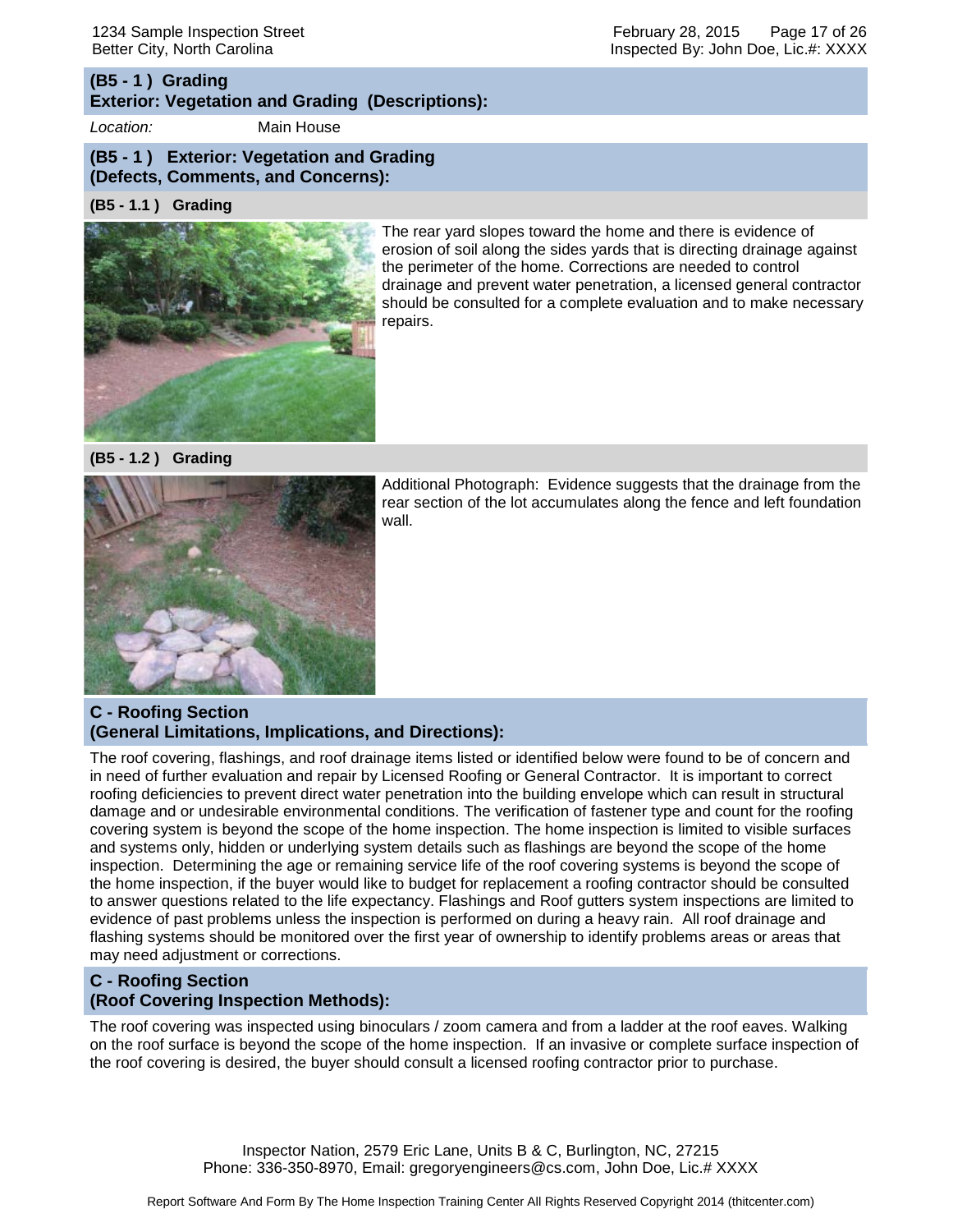## (B5 - 1 ) Grading
## Exterior: Vegetation and Grading (Descriptions):

*Location:* Main House

## (B5 - 1 ) Exterior: Vegetation and Grading (Defects, Comments, and Concerns):

### (B5 - 1.1 ) Grading

The rear yard slopes toward the home and there is evidence of erosion of soil along the sides yards that is directing drainage against the perimeter of the home. Corrections are needed to control drainage and prevent water penetration, a licensed general contractor should be consulted for a complete evaluation and to make necessary repairs.

### (B5 - 1.2 ) Grading

Additional Photograph: Evidence suggests that the drainage from the rear section of the lot accumulates along the fence and left foundation wall.

## C - Roofing Section (General Limitations, Implications, and Directions):

The roof covering, flashings, and roof drainage items listed or identified below were found to be of concern and in need of further evaluation and repair by Licensed Roofing or General Contractor. It is important to correct roofing deficiencies to prevent direct water penetration into the building envelope which can result in structural damage and or undesirable environmental conditions. The verification of fastener type and count for the roofing covering system is beyond the scope of the home inspection. The home inspection is limited to visible surfaces and systems only, hidden or underlying system details such as flashings are beyond the scope of the home inspection. Determining the age or remaining service life of the roof covering systems is beyond the scope of the home inspection, if the buyer would like to budget for replacement a roofing contractor should be consulted to answer questions related to the life expectancy. Flashings and Roof gutters system inspections are limited to evidence of past problems unless the inspection is performed on during a heavy rain. All roof drainage and flashing systems should be monitored over the first year of ownership to identify problems areas or areas that may need adjustment or corrections.

## C - Roofing Section (Roof Covering Inspection Methods):

The roof covering was inspected using binoculars / zoom camera and from a ladder at the roof eaves. Walking on the roof surface is beyond the scope of the home inspection. If an invasive or complete surface inspection of the roof covering is desired, the buyer should consult a licensed roofing contractor prior to purchase.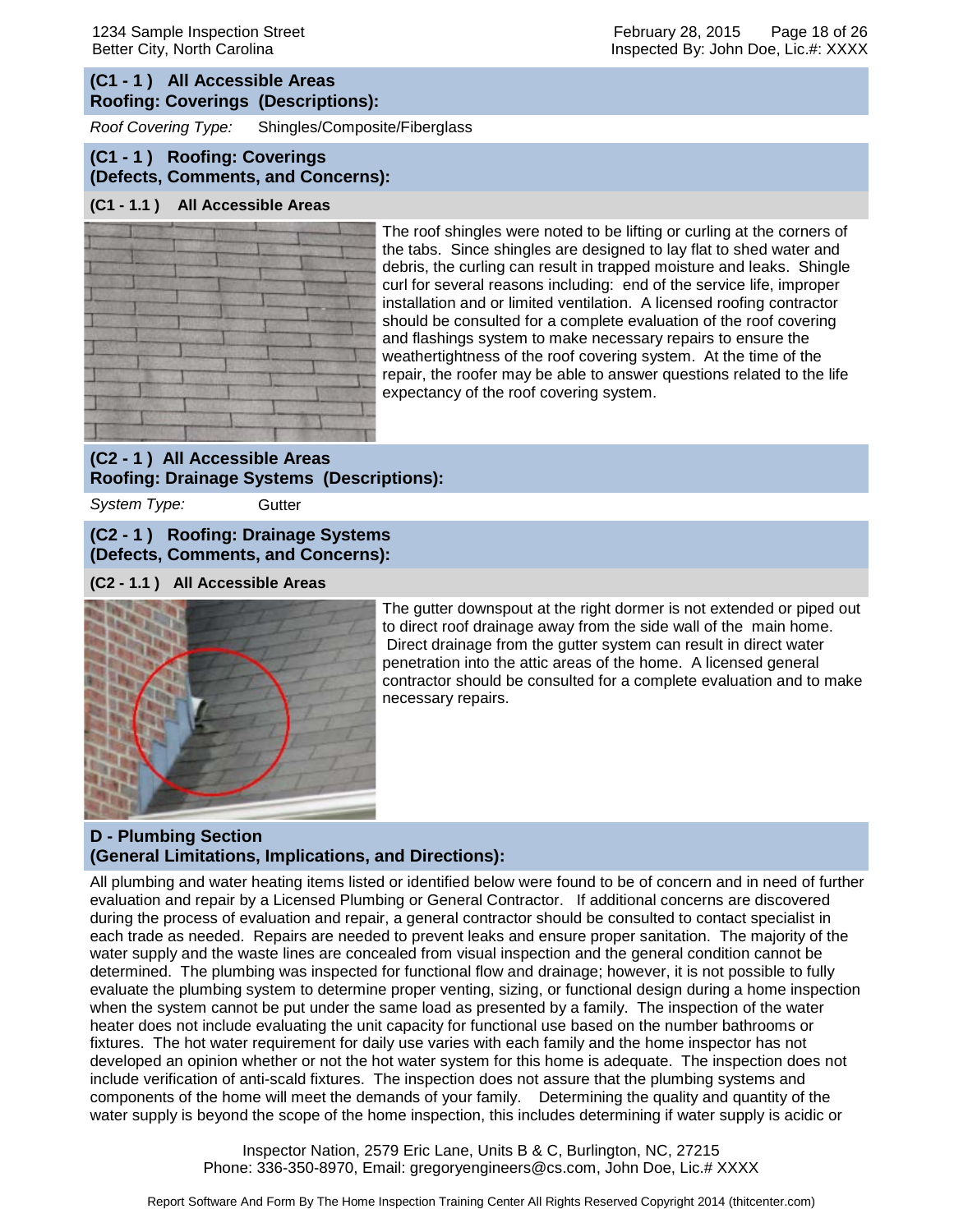## (C1 - 1 ) All Accessible Areas
## Roofing: Coverings (Descriptions):

*Roof Covering Type:* Shingles/Composite/Fiberglass

## (C1 - 1 ) Roofing: Coverings
## (Defects, Comments, and Concerns):

### (C1 - 1.1 ) All Accessible Areas

The roof shingles were noted to be lifting or curling at the corners of the tabs. Since shingles are designed to lay flat to shed water and debris, the curling can result in trapped moisture and leaks. Shingle curl for several reasons including: end of the service life, improper installation and or limited ventilation. A licensed roofing contractor should be consulted for a complete evaluation of the roof covering and flashings system to make necessary repairs to ensure the weathertightness of the roof covering system. At the time of the repair, the roofer may be able to answer questions related to the life expectancy of the roof covering system.

## (C2 - 1 ) All Accessible Areas
## Roofing: Drainage Systems (Descriptions):

*System Type:* Gutter

## (C2 - 1 ) Roofing: Drainage Systems
## (Defects, Comments, and Concerns):

### (C2 - 1.1 ) All Accessible Areas

The gutter downspout at the right dormer is not extended or piped out to direct roof drainage away from the side wall of the main home. Direct drainage from the gutter system can result in direct water penetration into the attic areas of the home. A licensed general contractor should be consulted for a complete evaluation and to make necessary repairs.

## D - Plumbing Section
## (General Limitations, Implications, and Directions):

All plumbing and water heating items listed or identified below were found to be of concern and in need of further evaluation and repair by a Licensed Plumbing or General Contractor. If additional concerns are discovered during the process of evaluation and repair, a general contractor should be consulted to contact specialist in each trade as needed. Repairs are needed to prevent leaks and ensure proper sanitation. The majority of the water supply and the waste lines are concealed from visual inspection and the general condition cannot be determined. The plumbing was inspected for functional flow and drainage; however, it is not possible to fully evaluate the plumbing system to determine proper venting, sizing, or functional design during a home inspection when the system cannot be put under the same load as presented by a family. The inspection of the water heater does not include evaluating the unit capacity for functional use based on the number bathrooms or fixtures. The hot water requirement for daily use varies with each family and the home inspector has not developed an opinion whether or not the hot water system for this home is adequate. The inspection does not include verification of anti-scald fixtures. The inspection does not assure that the plumbing systems and components of the home will meet the demands of your family. Determining the quality and quantity of the water supply is beyond the scope of the home inspection, this includes determining if water supply is acidic or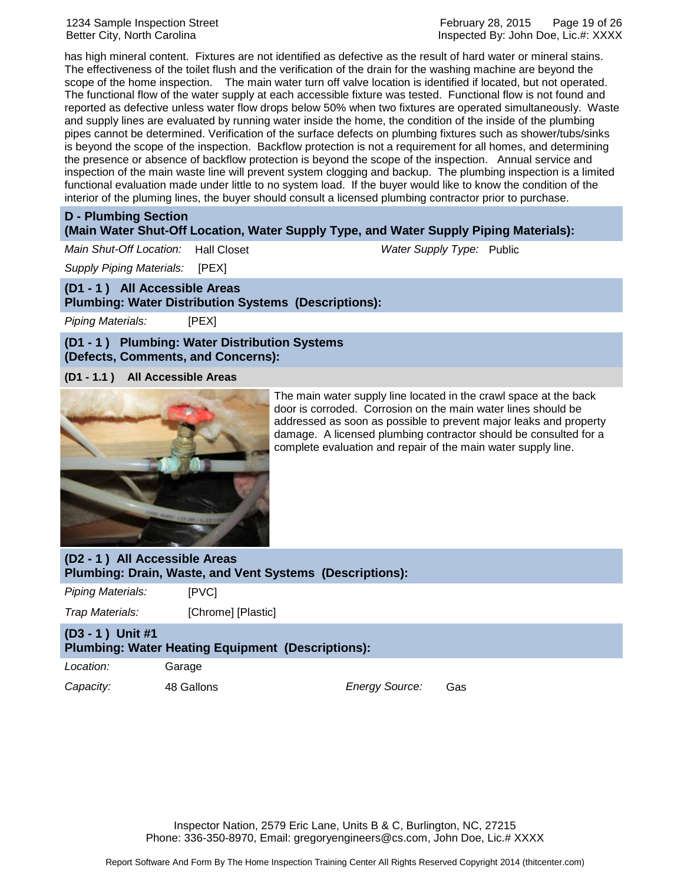has high mineral content. Fixtures are not identified as defective as the result of hard water or mineral stains. The effectiveness of the toilet flush and the verification of the drain for the washing machine are beyond the scope of the home inspection. The main water turn off valve location is identified if located, but not operated. The functional flow of the water supply at each accessible fixture was tested. Functional flow is not found and reported as defective unless water flow drops below 50% when two fixtures are operated simultaneously. Waste and supply lines are evaluated by running water inside the home, the condition of the inside of the plumbing pipes cannot be determined. Verification of the surface defects on plumbing fixtures such as shower/tubs/sinks is beyond the scope of the inspection. Backflow protection is not a requirement for all homes, and determining the presence or absence of backflow protection is beyond the scope of the inspection. Annual service and inspection of the main waste line will prevent system clogging and backup. The plumbing inspection is a limited functional evaluation made under little to no system load. If the buyer would like to know the condition of the interior of the pluming lines, the buyer should consult a licensed plumbing contractor prior to purchase.

## D - Plumbing Section
## (Main Water Shut-Off Location, Water Supply Type, and Water Supply Piping Materials):

*Main Shut-Off Location:* Hall Closet

*Water Supply Type:* Public

*Supply Piping Materials:* [PEX]

### (D1 - 1 ) All Accessible Areas
### Plumbing: Water Distribution Systems (Descriptions):

*Piping Materials:* [PEX]

### (D1 - 1 ) Plumbing: Water Distribution Systems
### (Defects, Comments, and Concerns):

#### (D1 - 1.1 ) All Accessible Areas

The main water supply line located in the crawl space at the back door is corroded. Corrosion on the main water lines should be addressed as soon as possible to prevent major leaks and property damage. A licensed plumbing contractor should be consulted for a complete evaluation and repair of the main water supply line.

### (D2 - 1 ) All Accessible Areas
### Plumbing: Drain, Waste, and Vent Systems (Descriptions):

*Piping Materials:* [PVC]

*Trap Materials:* [Chrome] [Plastic]

### (D3 - 1 ) Unit #1
### Plumbing: Water Heating Equipment (Descriptions):

*Location:* Garage

*Capacity:* 48 Gallons

*Energy Source:* Gas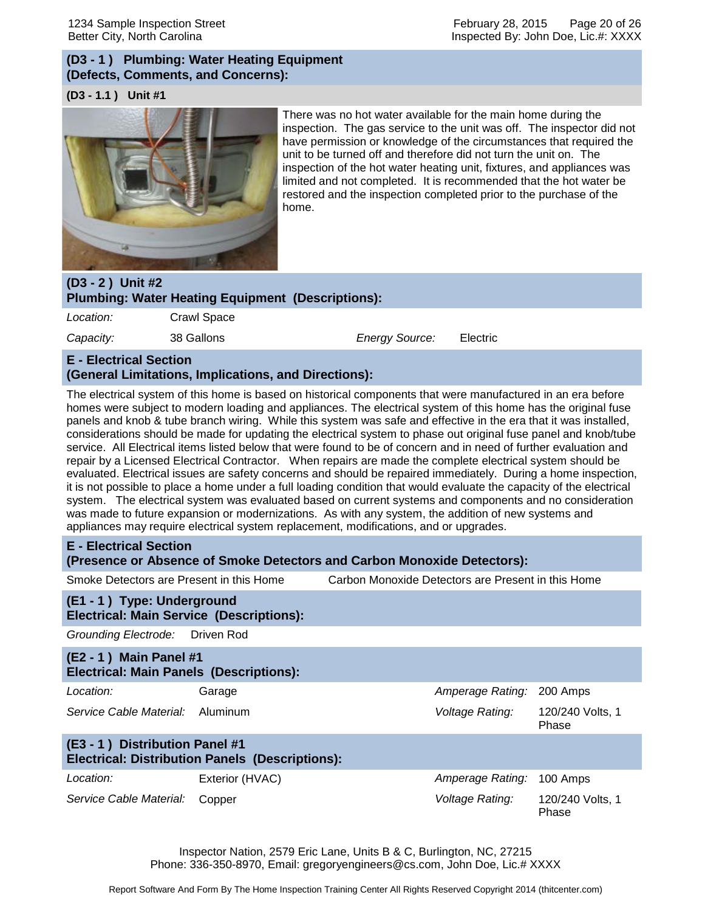## (D3 - 1 ) Plumbing: Water Heating Equipment (Defects, Comments, and Concerns):

### (D3 - 1.1 ) Unit #1

There was no hot water available for the main home during the inspection. The gas service to the unit was off. The inspector did not have permission or knowledge of the circumstances that required the unit to be turned off and therefore did not turn the unit on. The inspection of the hot water heating unit, fixtures, and appliances was limited and not completed. It is recommended that the hot water be restored and the inspection completed prior to the purchase of the home.

## (D3 - 2 ) Unit #2 Plumbing: Water Heating Equipment (Descriptions):

| | | | |
|---|---|---|---|
| *Location:* | Crawl Space | | |
| *Capacity:* | 38 Gallons | *Energy Source:* | Electric |

## E - Electrical Section (General Limitations, Implications, and Directions):

The electrical system of this home is based on historical components that were manufactured in an era before homes were subject to modern loading and appliances. The electrical system of this home has the original fuse panels and knob & tube branch wiring. While this system was safe and effective in the era that it was installed, considerations should be made for updating the electrical system to phase out original fuse panel and knob/tube service. All Electrical items listed below that were found to be of concern and in need of further evaluation and repair by a Licensed Electrical Contractor. When repairs are made the complete electrical system should be evaluated. Electrical issues are safety concerns and should be repaired immediately. During a home inspection, it is not possible to place a home under a full loading condition that would evaluate the capacity of the electrical system. The electrical system was evaluated based on current systems and components and no consideration was made to future expansion or modernizations. As with any system, the addition of new systems and appliances may require electrical system replacement, modifications, and or upgrades.

## E - Electrical Section (Presence or Absence of Smoke Detectors and Carbon Monoxide Detectors):

Smoke Detectors are Present in this Home

Carbon Monoxide Detectors are Present in this Home

## (E1 - 1 ) Type: Underground Electrical: Main Service (Descriptions):

*Grounding Electrode:* Driven Rod

## (E2 - 1 ) Main Panel #1 Electrical: Main Panels (Descriptions):

| | | | |
|---|---|---|---|
| *Location:* | Garage | *Amperage Rating:* | 200 Amps |
| *Service Cable Material:* | Aluminum | *Voltage Rating:* | 120/240 Volts, 1 Phase |

## (E3 - 1 ) Distribution Panel #1 Electrical: Distribution Panels (Descriptions):

| | | | |
|---|---|---|---|
| *Location:* | Exterior (HVAC) | *Amperage Rating:* | 100 Amps |
| *Service Cable Material:* | Copper | *Voltage Rating:* | 120/240 Volts, 1 Phase |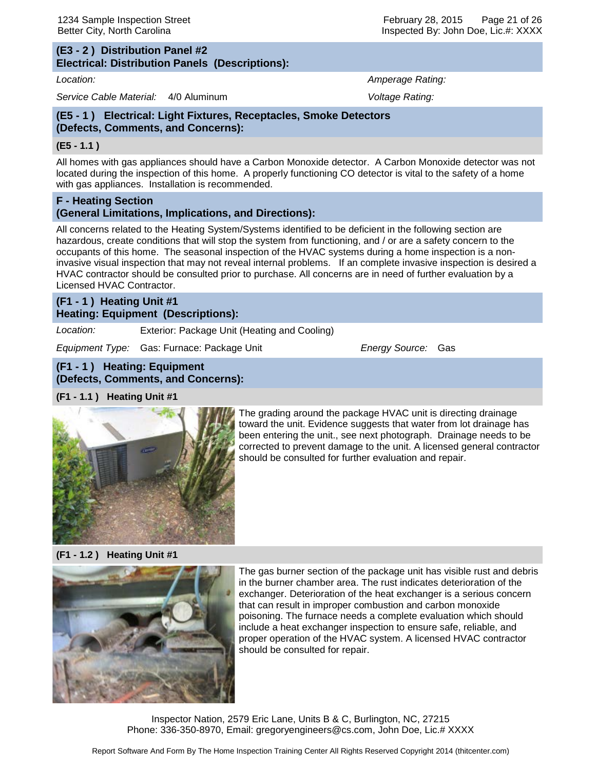## (E3 - 2 ) Distribution Panel #2
**Electrical: Distribution Panels (Descriptions):**

*Location:*

*Amperage Rating:*

*Service Cable Material:* 4/0 Aluminum

*Voltage Rating:*

## (E5 - 1 ) Electrical: Light Fixtures, Receptacles, Smoke Detectors (Defects, Comments, and Concerns):

### (E5 - 1.1 )

All homes with gas appliances should have a Carbon Monoxide detector. A Carbon Monoxide detector was not located during the inspection of this home. A properly functioning CO detector is vital to the safety of a home with gas appliances. Installation is recommended.

## F - Heating Section (General Limitations, Implications, and Directions):

All concerns related to the Heating System/Systems identified to be deficient in the following section are hazardous, create conditions that will stop the system from functioning, and / or are a safety concern to the occupants of this home. The seasonal inspection of the HVAC systems during a home inspection is a non-invasive visual inspection that may not reveal internal problems. If an complete invasive inspection is desired a HVAC contractor should be consulted prior to purchase. All concerns are in need of further evaluation by a Licensed HVAC Contractor.

## (F1 - 1 ) Heating Unit #1
**Heating: Equipment (Descriptions):**

*Location:* Exterior: Package Unit (Heating and Cooling)

*Equipment Type:* Gas: Furnace: Package Unit

*Energy Source:* Gas

## (F1 - 1 ) Heating: Equipment (Defects, Comments, and Concerns):

### (F1 - 1.1 ) Heating Unit #1

The grading around the package HVAC unit is directing drainage toward the unit. Evidence suggests that water from lot drainage has been entering the unit., see next photograph. Drainage needs to be corrected to prevent damage to the unit. A licensed general contractor should be consulted for further evaluation and repair.

### (F1 - 1.2 ) Heating Unit #1

The gas burner section of the package unit has visible rust and debris in the burner chamber area. The rust indicates deterioration of the exchanger. Deterioration of the heat exchanger is a serious concern that can result in improper combustion and carbon monoxide poisoning. The furnace needs a complete evaluation which should include a heat exchanger inspection to ensure safe, reliable, and proper operation of the HVAC system. A licensed HVAC contractor should be consulted for repair.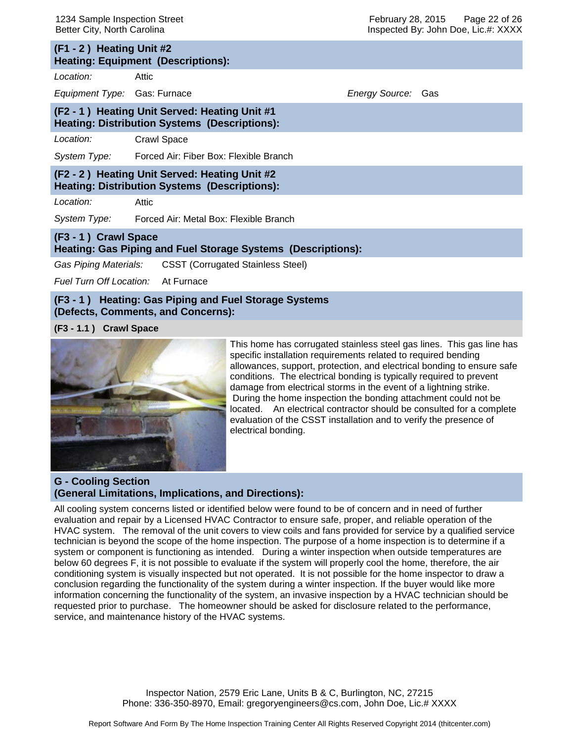**(F1 - 2 ) Heating Unit #2**
**Heating: Equipment (Descriptions):**

*Location:* Attic

*Equipment Type:* Gas: Furnace — *Energy Source:* Gas

**(F2 - 1 ) Heating Unit Served: Heating Unit #1**
**Heating: Distribution Systems (Descriptions):**

*Location:* Crawl Space

*System Type:* Forced Air: Fiber Box: Flexible Branch

**(F2 - 2 ) Heating Unit Served: Heating Unit #2**
**Heating: Distribution Systems (Descriptions):**

*Location:* Attic

*System Type:* Forced Air: Metal Box: Flexible Branch

**(F3 - 1 ) Crawl Space**
**Heating: Gas Piping and Fuel Storage Systems (Descriptions):**

*Gas Piping Materials:* CSST (Corrugated Stainless Steel)

*Fuel Turn Off Location:* At Furnace

**(F3 - 1 ) Heating: Gas Piping and Fuel Storage Systems**
**(Defects, Comments, and Concerns):**

**(F3 - 1.1 ) Crawl Space**

This home has corrugated stainless steel gas lines. This gas line has specific installation requirements related to required bending allowances, support, protection, and electrical bonding to ensure safe conditions. The electrical bonding is typically required to prevent damage from electrical storms in the event of a lightning strike. During the home inspection the bonding attachment could not be located. An electrical contractor should be consulted for a complete evaluation of the CSST installation and to verify the presence of electrical bonding.

**G - Cooling Section**
**(General Limitations, Implications, and Directions):**

All cooling system concerns listed or identified below were found to be of concern and in need of further evaluation and repair by a Licensed HVAC Contractor to ensure safe, proper, and reliable operation of the HVAC system. The removal of the unit covers to view coils and fans provided for service by a qualified service technician is beyond the scope of the home inspection. The purpose of a home inspection is to determine if a system or component is functioning as intended. During a winter inspection when outside temperatures are below 60 degrees F, it is not possible to evaluate if the system will properly cool the home, therefore, the air conditioning system is visually inspected but not operated. It is not possible for the home inspector to draw a conclusion regarding the functionality of the system during a winter inspection. If the buyer would like more information concerning the functionality of the system, an invasive inspection by a HVAC technician should be requested prior to purchase. The homeowner should be asked for disclosure related to the performance, service, and maintenance history of the HVAC systems.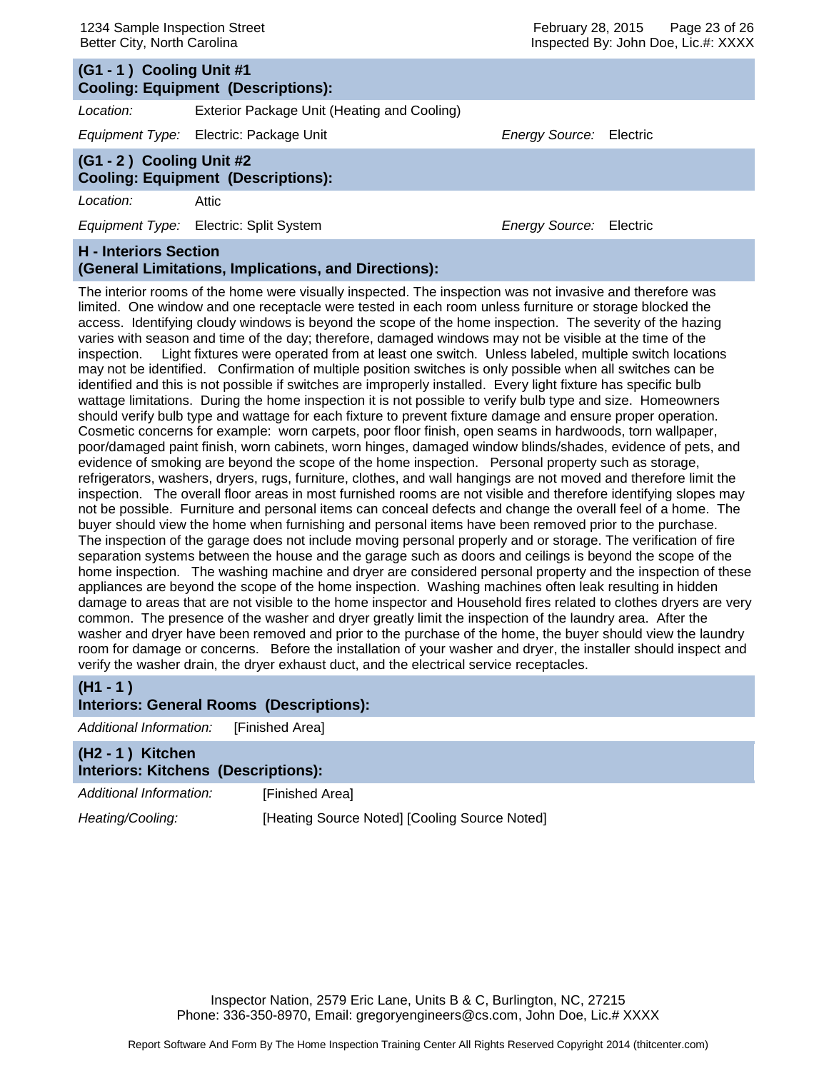## (G1 - 1 ) Cooling Unit #1
### Cooling: Equipment (Descriptions):

*Location:* Exterior Package Unit (Heating and Cooling)

*Equipment Type:* Electric: Package Unit *Energy Source:* Electric

## (G1 - 2 ) Cooling Unit #2
### Cooling: Equipment (Descriptions):

*Location:* Attic

*Equipment Type:* Electric: Split System *Energy Source:* Electric

## H - Interiors Section
### (General Limitations, Implications, and Directions):

The interior rooms of the home were visually inspected. The inspection was not invasive and therefore was limited. One window and one receptacle were tested in each room unless furniture or storage blocked the access. Identifying cloudy windows is beyond the scope of the home inspection. The severity of the hazing varies with season and time of the day; therefore, damaged windows may not be visible at the time of the inspection. Light fixtures were operated from at least one switch. Unless labeled, multiple switch locations may not be identified. Confirmation of multiple position switches is only possible when all switches can be identified and this is not possible if switches are improperly installed. Every light fixture has specific bulb wattage limitations. During the home inspection it is not possible to verify bulb type and size. Homeowners should verify bulb type and wattage for each fixture to prevent fixture damage and ensure proper operation. Cosmetic concerns for example: worn carpets, poor floor finish, open seams in hardwoods, torn wallpaper, poor/damaged paint finish, worn cabinets, worn hinges, damaged window blinds/shades, evidence of pets, and evidence of smoking are beyond the scope of the home inspection. Personal property such as storage, refrigerators, washers, dryers, rugs, furniture, clothes, and wall hangings are not moved and therefore limit the inspection. The overall floor areas in most furnished rooms are not visible and therefore identifying slopes may not be possible. Furniture and personal items can conceal defects and change the overall feel of a home. The buyer should view the home when furnishing and personal items have been removed prior to the purchase. The inspection of the garage does not include moving personal properly and or storage. The verification of fire separation systems between the house and the garage such as doors and ceilings is beyond the scope of the home inspection. The washing machine and dryer are considered personal property and the inspection of these appliances are beyond the scope of the home inspection. Washing machines often leak resulting in hidden damage to areas that are not visible to the home inspector and Household fires related to clothes dryers are very common. The presence of the washer and dryer greatly limit the inspection of the laundry area. After the washer and dryer have been removed and prior to the purchase of the home, the buyer should view the laundry room for damage or concerns. Before the installation of your washer and dryer, the installer should inspect and verify the washer drain, the dryer exhaust duct, and the electrical service receptacles.

## (H1 - 1 )
### Interiors: General Rooms (Descriptions):

*Additional Information:* [Finished Area]

## (H2 - 1 ) Kitchen
### Interiors: Kitchens (Descriptions):

*Additional Information:* [Finished Area]

*Heating/Cooling:* [Heating Source Noted] [Cooling Source Noted]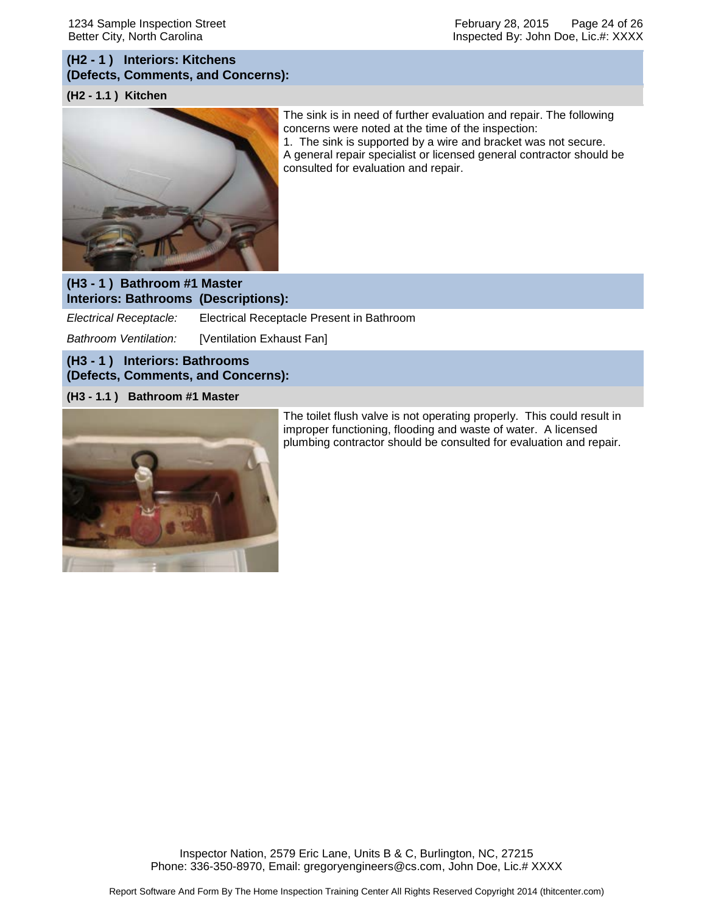## (H2 - 1 ) Interiors: Kitchens (Defects, Comments, and Concerns):

### (H2 - 1.1 ) Kitchen

The sink is in need of further evaluation and repair. The following concerns were noted at the time of the inspection:

1. The sink is supported by a wire and bracket was not secure.

A general repair specialist or licensed general contractor should be consulted for evaluation and repair.

## (H3 - 1 ) Bathroom #1 Master Interiors: Bathrooms (Descriptions):

| | |
|---|---|
| *Electrical Receptacle:* | Electrical Receptacle Present in Bathroom |
| *Bathroom Ventilation:* | [Ventilation Exhaust Fan] |

## (H3 - 1 ) Interiors: Bathrooms (Defects, Comments, and Concerns):

### (H3 - 1.1 ) Bathroom #1 Master

The toilet flush valve is not operating properly. This could result in improper functioning, flooding and waste of water. A licensed plumbing contractor should be consulted for evaluation and repair.

Inspector Nation, 2579 Eric Lane, Units B & C, Burlington, NC, 27215
Phone: 336-350-8970, Email: gregoryengineers@cs.com, John Doe, Lic.# XXXX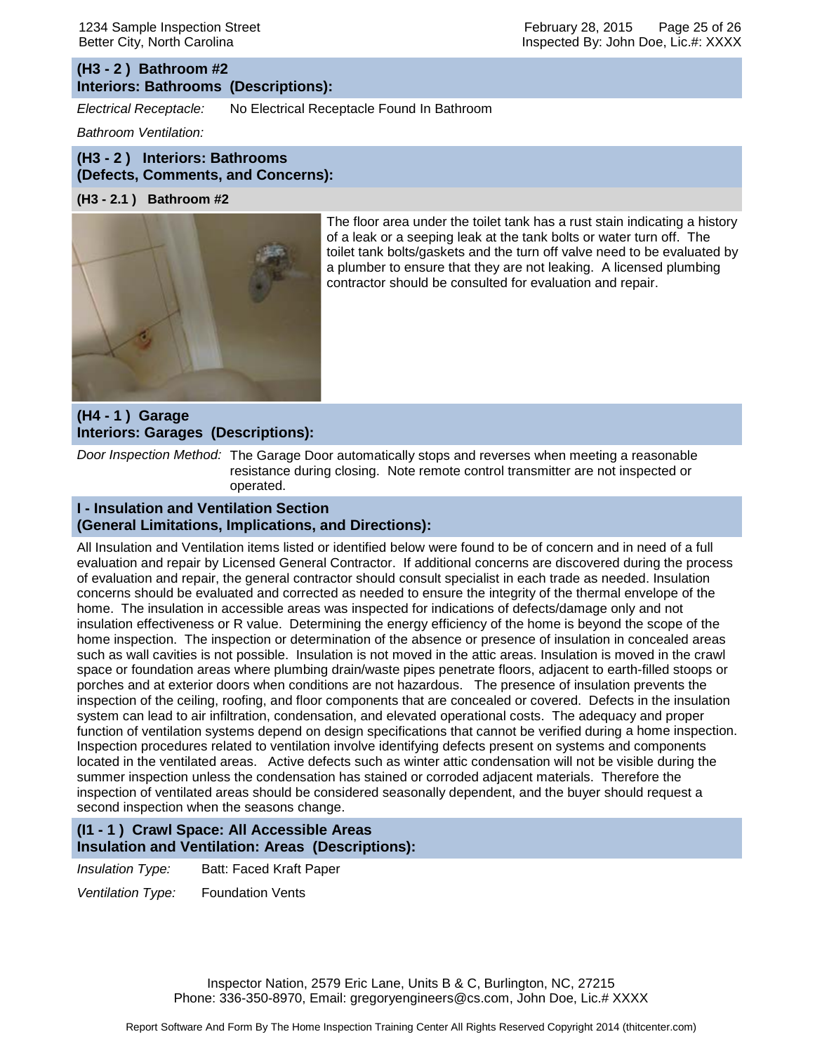### (H3 - 2 ) Bathroom #2
### Interiors: Bathrooms (Descriptions):

*Electrical Receptacle:* No Electrical Receptacle Found In Bathroom

*Bathroom Ventilation:*

### (H3 - 2 ) Interiors: Bathrooms (Defects, Comments, and Concerns):

#### (H3 - 2.1 ) Bathroom #2

The floor area under the toilet tank has a rust stain indicating a history of a leak or a seeping leak at the tank bolts or water turn off. The toilet tank bolts/gaskets and the turn off valve need to be evaluated by a plumber to ensure that they are not leaking. A licensed plumbing contractor should be consulted for evaluation and repair.

### (H4 - 1 ) Garage
### Interiors: Garages (Descriptions):

*Door Inspection Method:* The Garage Door automatically stops and reverses when meeting a reasonable resistance during closing. Note remote control transmitter are not inspected or operated.

## I - Insulation and Ventilation Section (General Limitations, Implications, and Directions):

All Insulation and Ventilation items listed or identified below were found to be of concern and in need of a full evaluation and repair by Licensed General Contractor. If additional concerns are discovered during the process of evaluation and repair, the general contractor should consult specialist in each trade as needed. Insulation concerns should be evaluated and corrected as needed to ensure the integrity of the thermal envelope of the home. The insulation in accessible areas was inspected for indications of defects/damage only and not insulation effectiveness or R value. Determining the energy efficiency of the home is beyond the scope of the home inspection. The inspection or determination of the absence or presence of insulation in concealed areas such as wall cavities is not possible. Insulation is not moved in the attic areas. Insulation is moved in the crawl space or foundation areas where plumbing drain/waste pipes penetrate floors, adjacent to earth-filled stoops or porches and at exterior doors when conditions are not hazardous. The presence of insulation prevents the inspection of the ceiling, roofing, and floor components that are concealed or covered. Defects in the insulation system can lead to air infiltration, condensation, and elevated operational costs. The adequacy and proper function of ventilation systems depend on design specifications that cannot be verified during a home inspection. Inspection procedures related to ventilation involve identifying defects present on systems and components located in the ventilated areas. Active defects such as winter attic condensation will not be visible during the summer inspection unless the condensation has stained or corroded adjacent materials. Therefore the inspection of ventilated areas should be considered seasonally dependent, and the buyer should request a second inspection when the seasons change.

### (I1 - 1 ) Crawl Space: All Accessible Areas
### Insulation and Ventilation: Areas (Descriptions):

*Insulation Type:* Batt: Faced Kraft Paper

*Ventilation Type:* Foundation Vents

Inspector Nation, 2579 Eric Lane, Units B & C, Burlington, NC, 27215
Phone: 336-350-8970, Email: gregoryengineers@cs.com, John Doe, Lic.# XXXX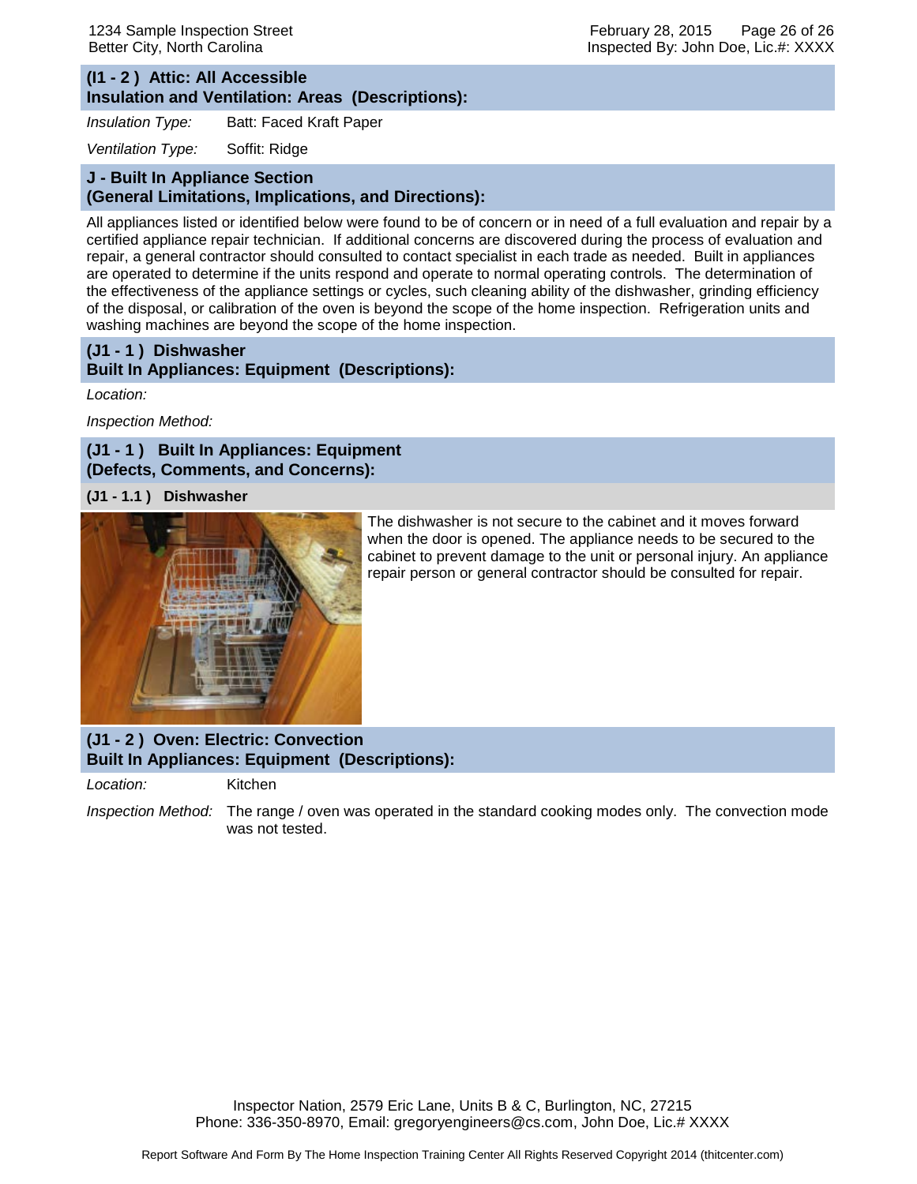## (I1 - 2 ) Attic: All Accessible
**Insulation and Ventilation: Areas (Descriptions):**

*Insulation Type:* Batt: Faced Kraft Paper

*Ventilation Type:* Soffit: Ridge

## J - Built In Appliance Section
**(General Limitations, Implications, and Directions):**

All appliances listed or identified below were found to be of concern or in need of a full evaluation and repair by a certified appliance repair technician. If additional concerns are discovered during the process of evaluation and repair, a general contractor should consulted to contact specialist in each trade as needed. Built in appliances are operated to determine if the units respond and operate to normal operating controls. The determination of the effectiveness of the appliance settings or cycles, such cleaning ability of the dishwasher, grinding efficiency of the disposal, or calibration of the oven is beyond the scope of the home inspection. Refrigeration units and washing machines are beyond the scope of the home inspection.

## (J1 - 1 ) Dishwasher
**Built In Appliances: Equipment (Descriptions):**

*Location:*

*Inspection Method:*

## (J1 - 1 ) Built In Appliances: Equipment
**(Defects, Comments, and Concerns):**

### (J1 - 1.1 ) Dishwasher

The dishwasher is not secure to the cabinet and it moves forward when the door is opened. The appliance needs to be secured to the cabinet to prevent damage to the unit or personal injury. An appliance repair person or general contractor should be consulted for repair.

## (J1 - 2 ) Oven: Electric: Convection
**Built In Appliances: Equipment (Descriptions):**

*Location:* Kitchen

*Inspection Method:* The range / oven was operated in the standard cooking modes only. The convection mode was not tested.